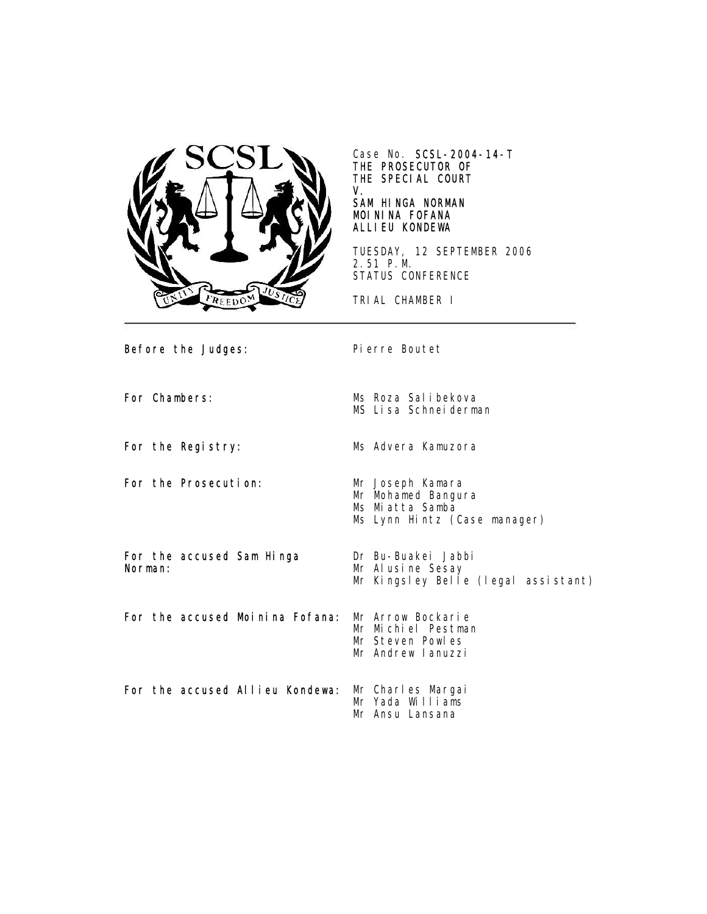Case No. **SCSL-2004-14-T**
**THE PROSECUTOR OF**
**THE SPECIAL COURT**
**V.**
**SAM HINGA NORMAN**
**MOININA FOFANA**
**ALLIEU KONDEWA**

TUESDAY, 12 SEPTEMBER 2006
2.51 P.M.
STATUS CONFERENCE

TRIAL CHAMBER I

---

| | |
|---|---|
| **Before the Judges:** | Pierre Boutet |
| **For Chambers:** | Ms Roza Salibekova<br>MS Lisa Schneiderman |
| **For the Registry:** | Ms Advera Kamuzora |
| **For the Prosecution:** | Mr Joseph Kamara<br>Mr Mohamed Bangura<br>Ms Miatta Samba<br>Ms Lynn Hintz (Case manager) |
| **For the accused Sam Hinga Norman:** | Dr Bu-Buakei Jabbi<br>Mr Alusine Sesay<br>Mr Kingsley Belle (legal assistant) |
| **For the accused Moinina Fofana:** | Mr Arrow Bockarie<br>Mr Michiel Pestman<br>Mr Steven Powles<br>Mr Andrew Ianuzzi |
| **For the accused Allieu Kondewa:** | Mr Charles Margai<br>Mr Yada Williams<br>Mr Ansu Lansana |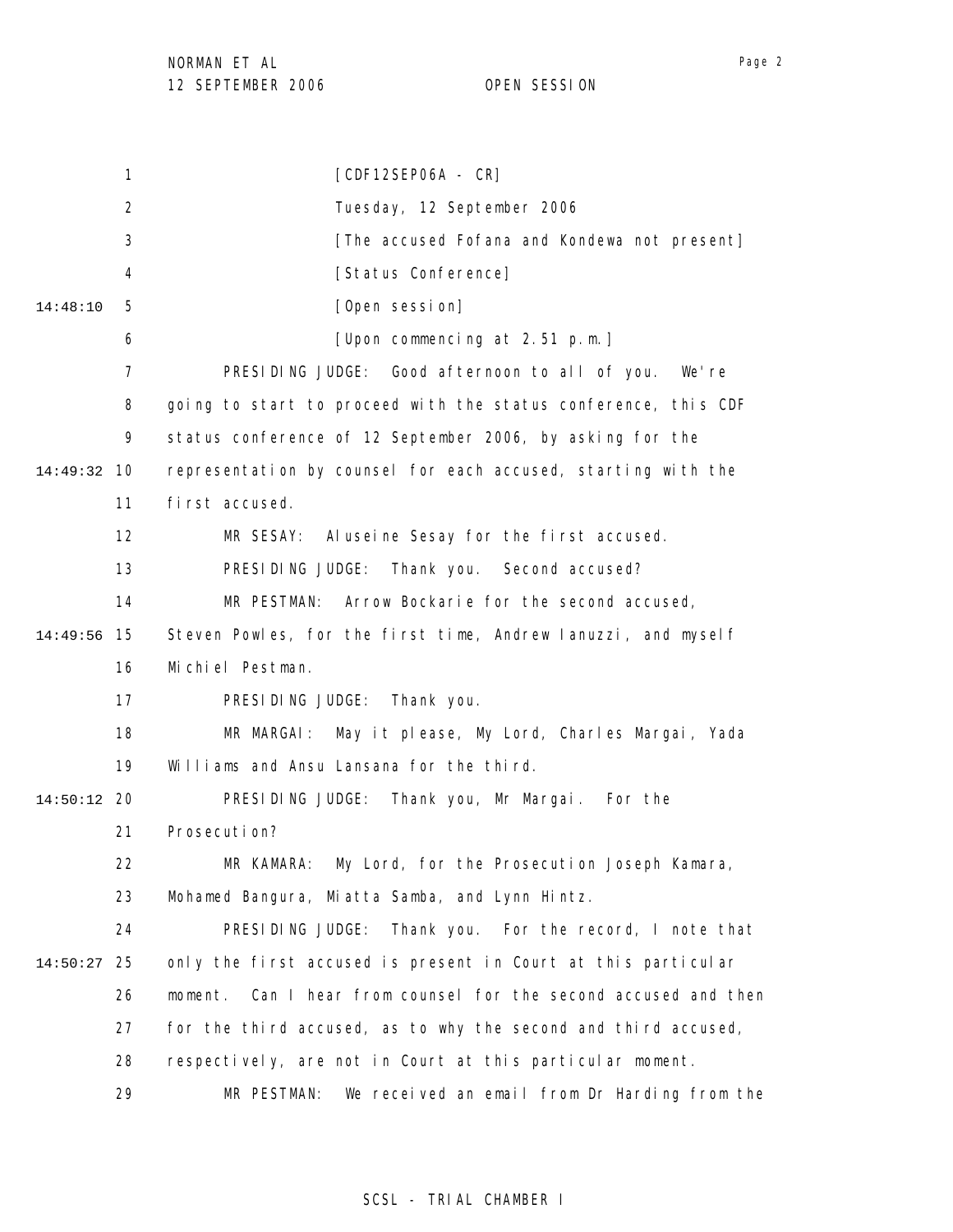[CDF12SEP06A - CR]

Tuesday, 12 September 2006

[The accused Fofana and Kondewa not present]

[Status Conference]

[Open session]

[Upon commencing at 2.51 p.m.]

PRESIDING JUDGE: Good afternoon to all of you. We're going to start to proceed with the status conference, this CDF status conference of 12 September 2006, by asking for the representation by counsel for each accused, starting with the first accused.

MR SESAY: Aluseine Sesay for the first accused.

PRESIDING JUDGE: Thank you. Second accused?

MR PESTMAN: Arrow Bockarie for the second accused, Steven Powles, for the first time, Andrew Ianuzzi, and myself Michiel Pestman.

PRESIDING JUDGE: Thank you.

MR MARGAI: May it please, My Lord, Charles Margai, Yada Williams and Ansu Lansana for the third.

PRESIDING JUDGE: Thank you, Mr Margai. For the Prosecution?

MR KAMARA: My Lord, for the Prosecution Joseph Kamara, Mohamed Bangura, Miatta Samba, and Lynn Hintz.

PRESIDING JUDGE: Thank you. For the record, I note that only the first accused is present in Court at this particular moment. Can I hear from counsel for the second accused and then for the third accused, as to why the second and third accused, respectively, are not in Court at this particular moment.

MR PESTMAN: We received an email from Dr Harding from the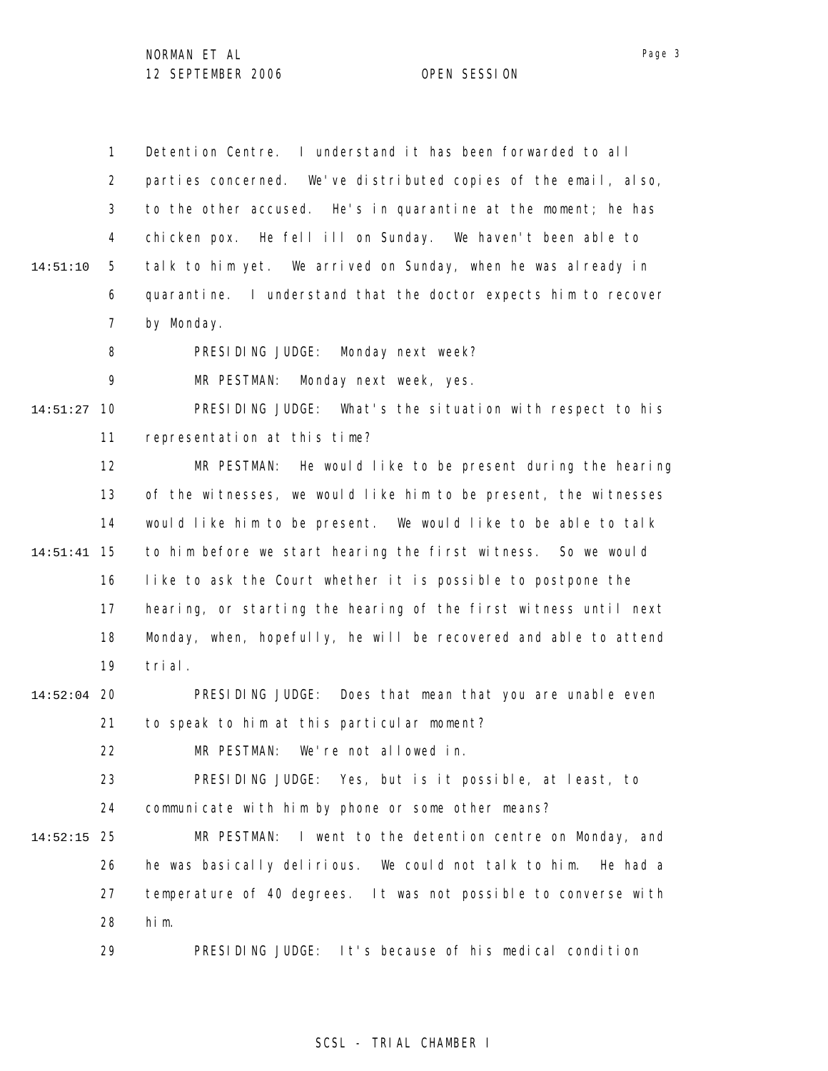Detention Centre. I understand it has been forwarded to all parties concerned. We've distributed copies of the email, also, to the other accused. He's in quarantine at the moment; he has chicken pox. He fell ill on Sunday. We haven't been able to talk to him yet. We arrived on Sunday, when he was already in quarantine. I understand that the doctor expects him to recover by Monday.

PRESIDING JUDGE: Monday next week?

MR PESTMAN: Monday next week, yes.

PRESIDING JUDGE: What's the situation with respect to his representation at this time?

MR PESTMAN: He would like to be present during the hearing of the witnesses, we would like him to be present, the witnesses would like him to be present. We would like to be able to talk to him before we start hearing the first witness. So we would like to ask the Court whether it is possible to postpone the hearing, or starting the hearing of the first witness until next Monday, when, hopefully, he will be recovered and able to attend trial.

PRESIDING JUDGE: Does that mean that you are unable even to speak to him at this particular moment?

MR PESTMAN: We're not allowed in.

PRESIDING JUDGE: Yes, but is it possible, at least, to communicate with him by phone or some other means?

MR PESTMAN: I went to the detention centre on Monday, and he was basically delirious. We could not talk to him. He had a temperature of 40 degrees. It was not possible to converse with him.

PRESIDING JUDGE: It's because of his medical condition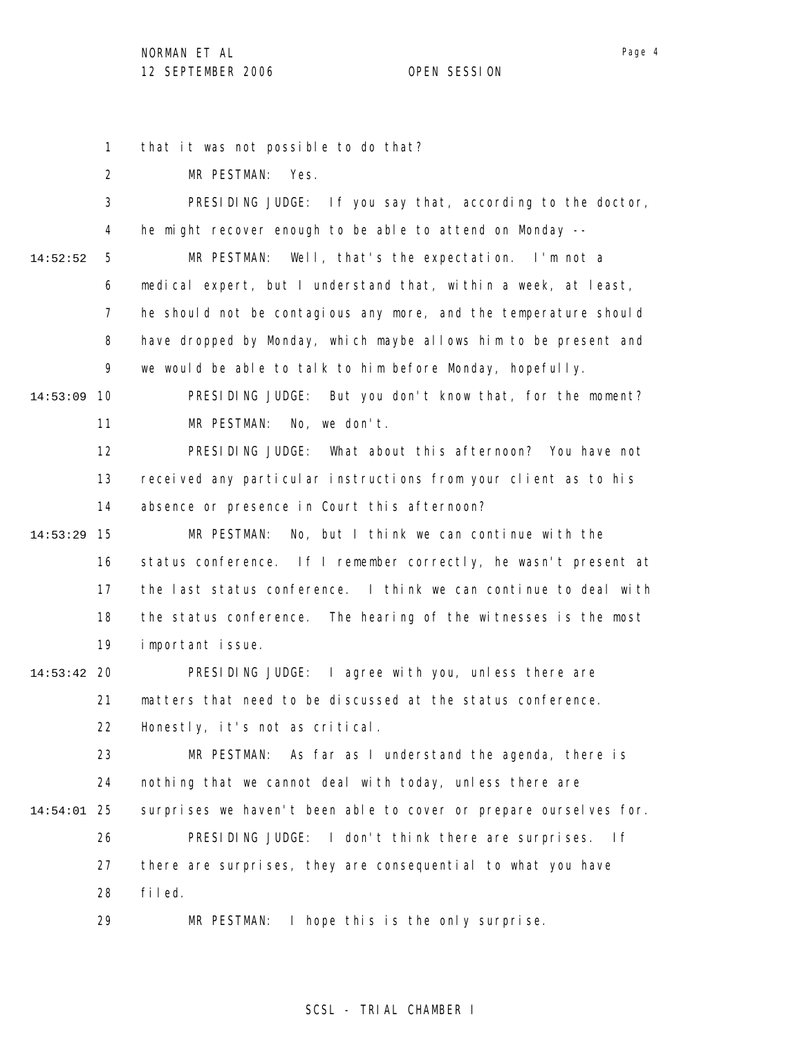that it was not possible to do that?

MR PESTMAN: Yes.

PRESIDING JUDGE: If you say that, according to the doctor, he might recover enough to be able to attend on Monday --

MR PESTMAN: Well, that's the expectation. I'm not a medical expert, but I understand that, within a week, at least, he should not be contagious any more, and the temperature should have dropped by Monday, which maybe allows him to be present and we would be able to talk to him before Monday, hopefully.

PRESIDING JUDGE: But you don't know that, for the moment?

MR PESTMAN: No, we don't.

PRESIDING JUDGE: What about this afternoon? You have not received any particular instructions from your client as to his absence or presence in Court this afternoon?

MR PESTMAN: No, but I think we can continue with the status conference. If I remember correctly, he wasn't present at the last status conference. I think we can continue to deal with the status conference. The hearing of the witnesses is the most important issue.

PRESIDING JUDGE: I agree with you, unless there are matters that need to be discussed at the status conference. Honestly, it's not as critical.

MR PESTMAN: As far as I understand the agenda, there is nothing that we cannot deal with today, unless there are surprises we haven't been able to cover or prepare ourselves for.

PRESIDING JUDGE: I don't think there are surprises. If there are surprises, they are consequential to what you have filed.

MR PESTMAN: I hope this is the only surprise.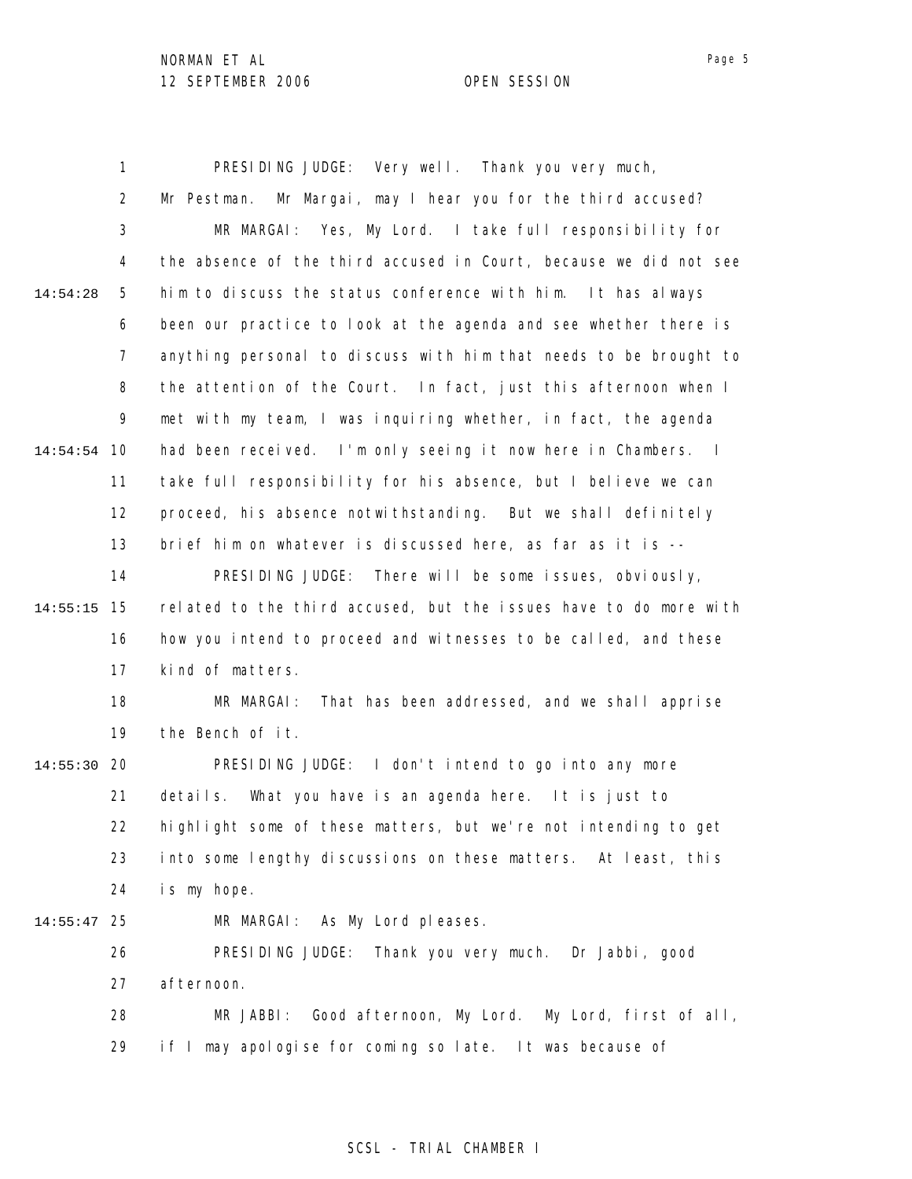PRESIDING JUDGE: Very well. Thank you very much, Mr Pestman. Mr Margai, may I hear you for the third accused?

MR MARGAI: Yes, My Lord. I take full responsibility for the absence of the third accused in Court, because we did not see him to discuss the status conference with him. It has always been our practice to look at the agenda and see whether there is anything personal to discuss with him that needs to be brought to the attention of the Court. In fact, just this afternoon when I met with my team, I was inquiring whether, in fact, the agenda had been received. I'm only seeing it now here in Chambers. I take full responsibility for his absence, but I believe we can proceed, his absence notwithstanding. But we shall definitely brief him on whatever is discussed here, as far as it is --

PRESIDING JUDGE: There will be some issues, obviously, related to the third accused, but the issues have to do more with how you intend to proceed and witnesses to be called, and these kind of matters.

MR MARGAI: That has been addressed, and we shall apprise the Bench of it.

PRESIDING JUDGE: I don't intend to go into any more details. What you have is an agenda here. It is just to highlight some of these matters, but we're not intending to get into some lengthy discussions on these matters. At least, this is my hope.

MR MARGAI: As My Lord pleases.

PRESIDING JUDGE: Thank you very much. Dr Jabbi, good afternoon.

MR JABBI: Good afternoon, My Lord. My Lord, first of all, if I may apologise for coming so late. It was because of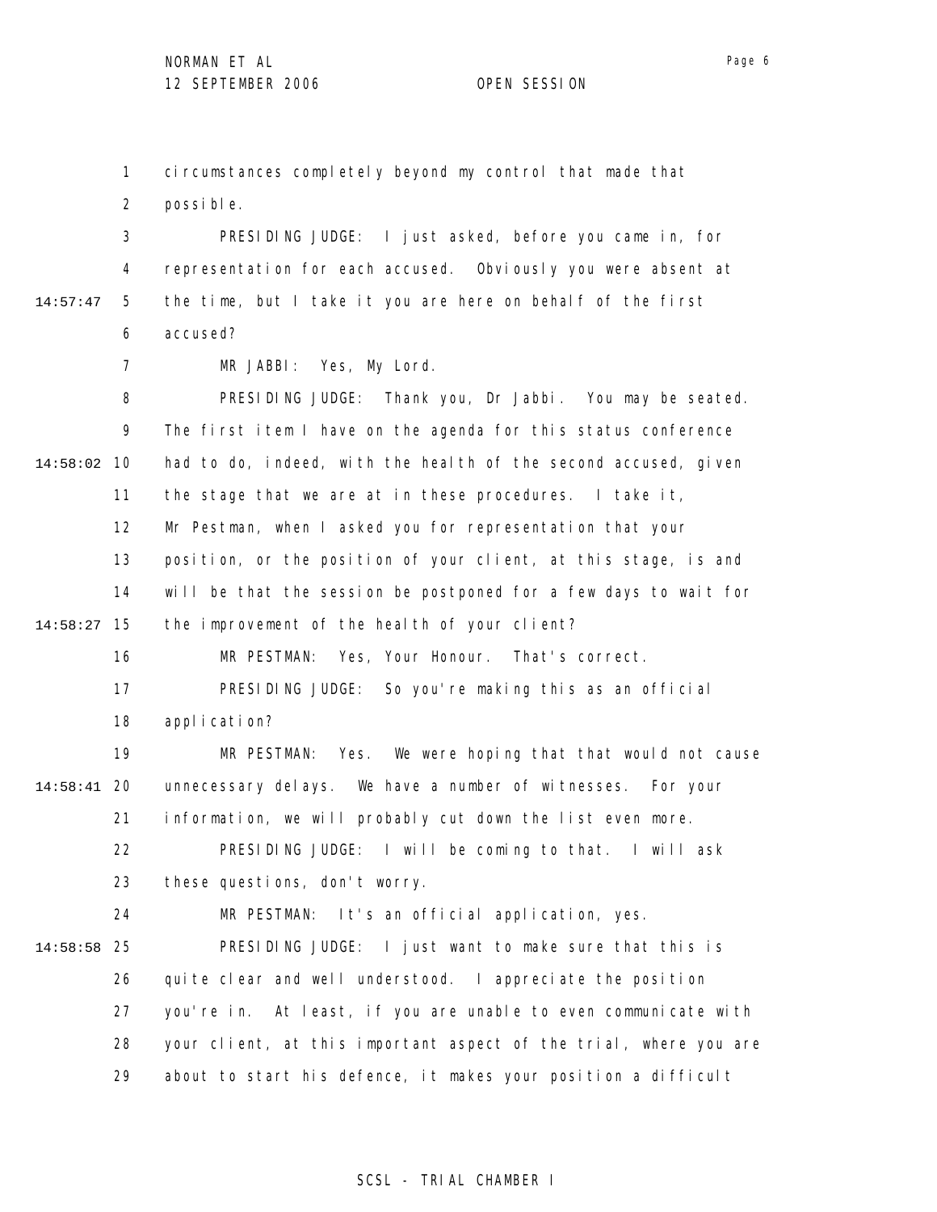circumstances completely beyond my control that made that possible.

PRESIDING JUDGE: I just asked, before you came in, for representation for each accused. Obviously you were absent at the time, but I take it you are here on behalf of the first accused?

MR JABBI: Yes, My Lord.

PRESIDING JUDGE: Thank you, Dr Jabbi. You may be seated. The first item I have on the agenda for this status conference had to do, indeed, with the health of the second accused, given the stage that we are at in these procedures. I take it, Mr Pestman, when I asked you for representation that your position, or the position of your client, at this stage, is and will be that the session be postponed for a few days to wait for the improvement of the health of your client?

MR PESTMAN: Yes, Your Honour. That's correct.

PRESIDING JUDGE: So you're making this as an official application?

MR PESTMAN: Yes. We were hoping that that would not cause unnecessary delays. We have a number of witnesses. For your information, we will probably cut down the list even more.

PRESIDING JUDGE: I will be coming to that. I will ask these questions, don't worry.

MR PESTMAN: It's an official application, yes.

PRESIDING JUDGE: I just want to make sure that this is quite clear and well understood. I appreciate the position you're in. At least, if you are unable to even communicate with your client, at this important aspect of the trial, where you are about to start his defence, it makes your position a difficult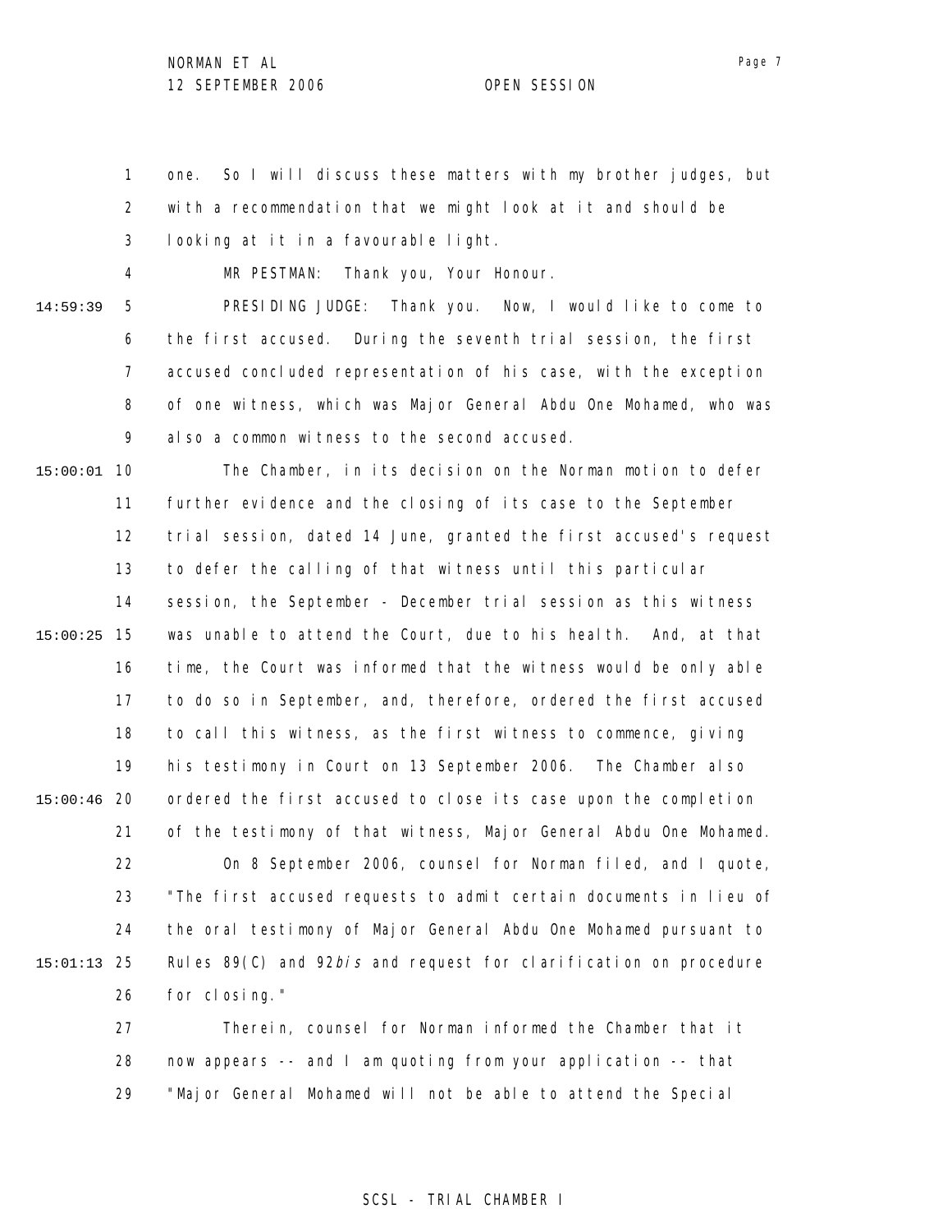one. So I will discuss these matters with my brother judges, but with a recommendation that we might look at it and should be looking at it in a favourable light.

MR PESTMAN: Thank you, Your Honour.

PRESIDING JUDGE: Thank you. Now, I would like to come to the first accused. During the seventh trial session, the first accused concluded representation of his case, with the exception of one witness, which was Major General Abdu One Mohamed, who was also a common witness to the second accused.

The Chamber, in its decision on the Norman motion to defer further evidence and the closing of its case to the September trial session, dated 14 June, granted the first accused's request to defer the calling of that witness until this particular session, the September - December trial session as this witness was unable to attend the Court, due to his health. And, at that time, the Court was informed that the witness would be only able to do so in September, and, therefore, ordered the first accused to call this witness, as the first witness to commence, giving his testimony in Court on 13 September 2006. The Chamber also ordered the first accused to close its case upon the completion of the testimony of that witness, Major General Abdu One Mohamed.

On 8 September 2006, counsel for Norman filed, and I quote, "The first accused requests to admit certain documents in lieu of the oral testimony of Major General Abdu One Mohamed pursuant to Rules 89(C) and 92*bis* and request for clarification on procedure for closing."

Therein, counsel for Norman informed the Chamber that it now appears -- and I am quoting from your application -- that "Major General Mohamed will not be able to attend the Special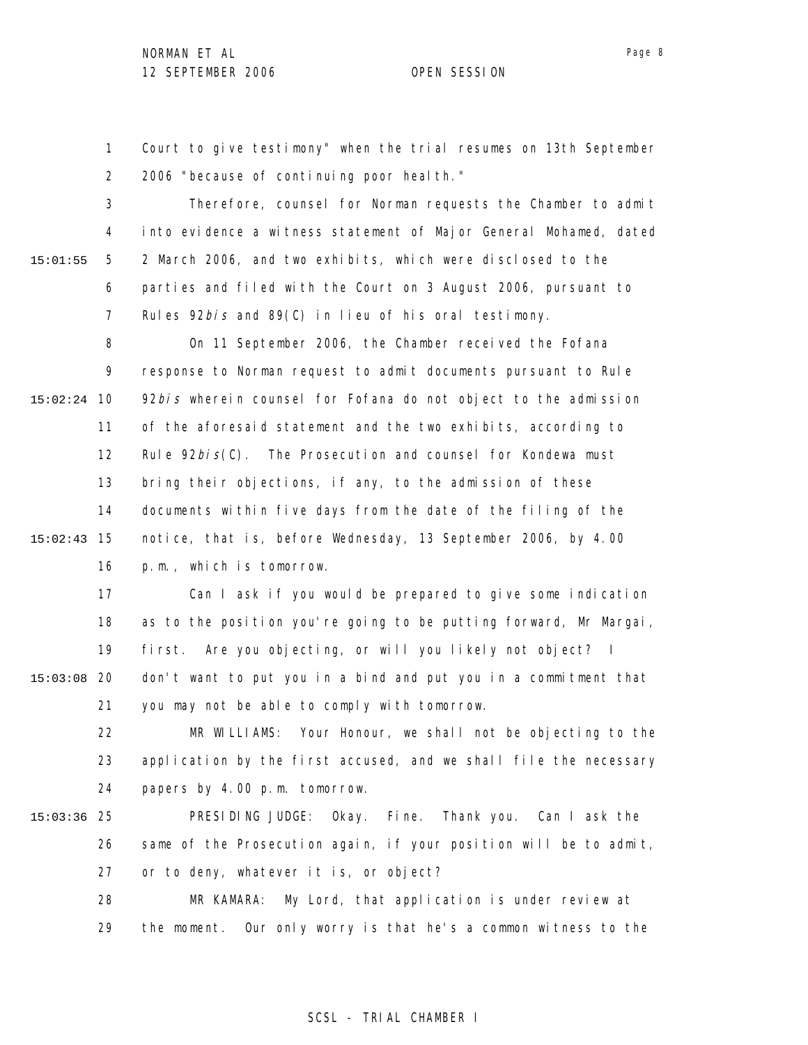Court to give testimony" when the trial resumes on 13th September 2006 "because of continuing poor health."

Therefore, counsel for Norman requests the Chamber to admit into evidence a witness statement of Major General Mohamed, dated 2 March 2006, and two exhibits, which were disclosed to the parties and filed with the Court on 3 August 2006, pursuant to Rules 92*bis* and 89(C) in lieu of his oral testimony.

On 11 September 2006, the Chamber received the Fofana response to Norman request to admit documents pursuant to Rule 92*bis* wherein counsel for Fofana do not object to the admission of the aforesaid statement and the two exhibits, according to Rule 92*bis*(C). The Prosecution and counsel for Kondewa must bring their objections, if any, to the admission of these documents within five days from the date of the filing of the notice, that is, before Wednesday, 13 September 2006, by 4.00 p.m., which is tomorrow.

Can I ask if you would be prepared to give some indication as to the position you're going to be putting forward, Mr Margai, first. Are you objecting, or will you likely not object? I don't want to put you in a bind and put you in a commitment that you may not be able to comply with tomorrow.

MR WILLIAMS: Your Honour, we shall not be objecting to the application by the first accused, and we shall file the necessary papers by 4.00 p.m. tomorrow.

PRESIDING JUDGE: Okay. Fine. Thank you. Can I ask the same of the Prosecution again, if your position will be to admit, or to deny, whatever it is, or object?

MR KAMARA: My Lord, that application is under review at the moment. Our only worry is that he's a common witness to the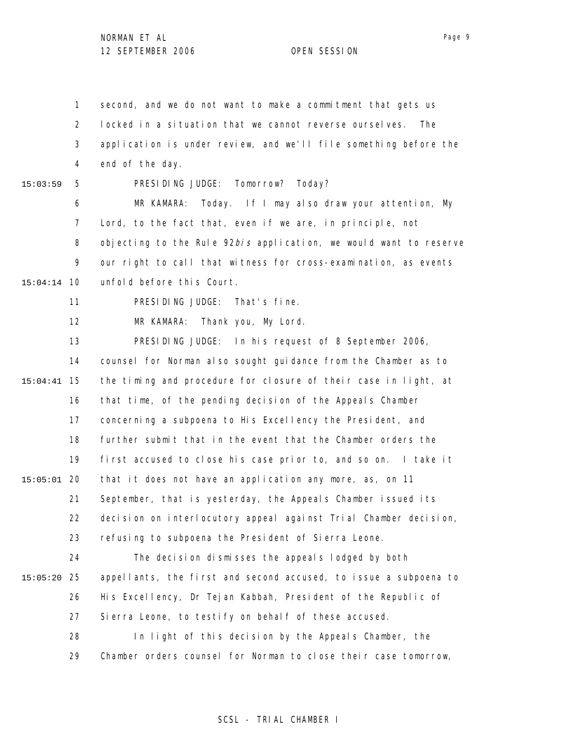second, and we do not want to make a commitment that gets us locked in a situation that we cannot reverse ourselves. The application is under review, and we'll file something before the end of the day.

PRESIDING JUDGE: Tomorrow? Today?

MR KAMARA: Today. If I may also draw your attention, My Lord, to the fact that, even if we are, in principle, not objecting to the Rule 92*bis* application, we would want to reserve our right to call that witness for cross-examination, as events unfold before this Court.

PRESIDING JUDGE: That's fine.

MR KAMARA: Thank you, My Lord.

PRESIDING JUDGE: In his request of 8 September 2006, counsel for Norman also sought guidance from the Chamber as to the timing and procedure for closure of their case in light, at that time, of the pending decision of the Appeals Chamber concerning a subpoena to His Excellency the President, and further submit that in the event that the Chamber orders the first accused to close his case prior to, and so on. I take it that it does not have an application any more, as, on 11 September, that is yesterday, the Appeals Chamber issued its decision on interlocutory appeal against Trial Chamber decision, refusing to subpoena the President of Sierra Leone.

The decision dismisses the appeals lodged by both appellants, the first and second accused, to issue a subpoena to His Excellency, Dr Tejan Kabbah, President of the Republic of Sierra Leone, to testify on behalf of these accused.

In light of this decision by the Appeals Chamber, the Chamber orders counsel for Norman to close their case tomorrow,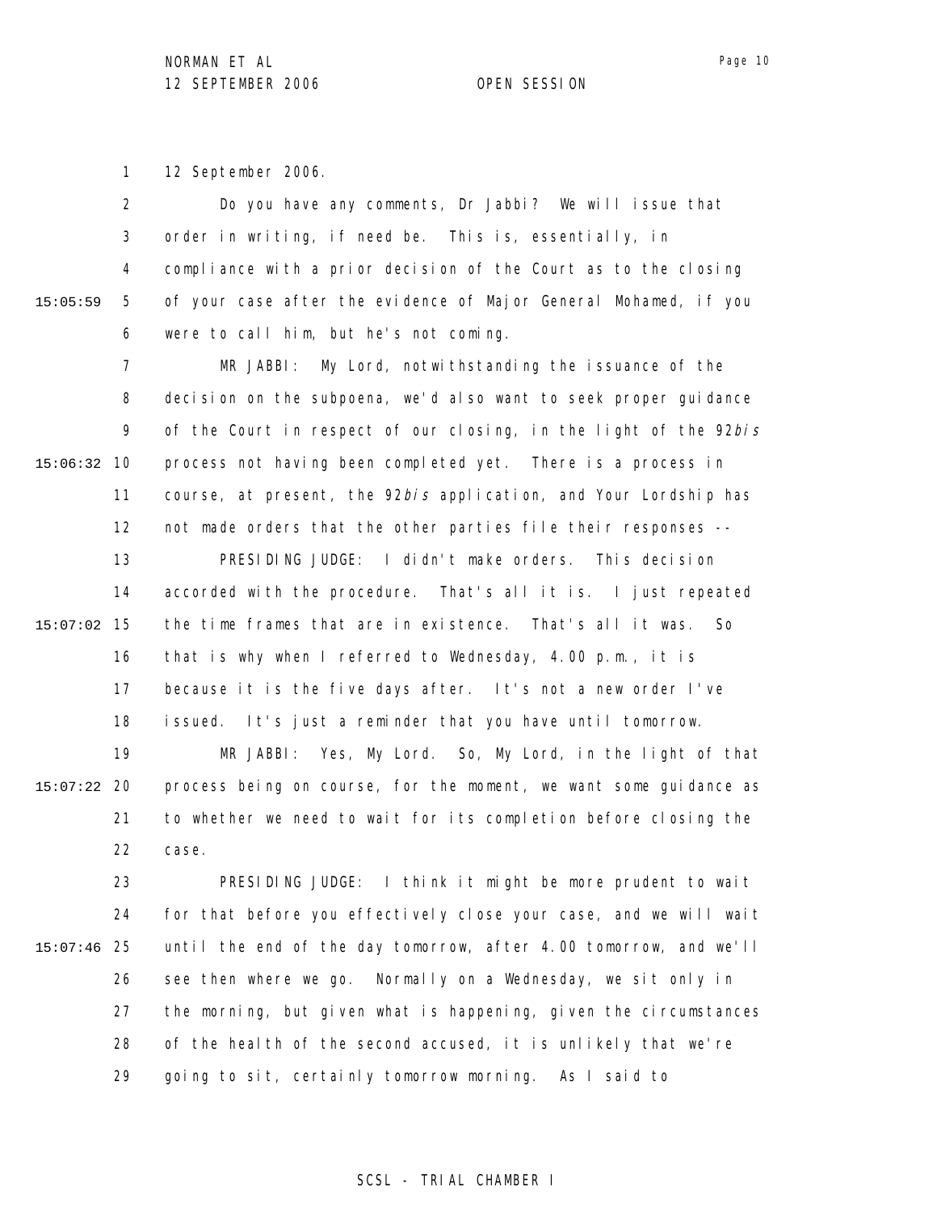12 September 2006.

Do you have any comments, Dr Jabbi? We will issue that order in writing, if need be. This is, essentially, in compliance with a prior decision of the Court as to the closing of your case after the evidence of Major General Mohamed, if you were to call him, but he's not coming.

MR JABBI: My Lord, notwithstanding the issuance of the decision on the subpoena, we'd also want to seek proper guidance of the Court in respect of our closing, in the light of the 92*bis* process not having been completed yet. There is a process in course, at present, the 92*bis* application, and Your Lordship has not made orders that the other parties file their responses --

PRESIDING JUDGE: I didn't make orders. This decision accorded with the procedure. That's all it is. I just repeated the time frames that are in existence. That's all it was. So that is why when I referred to Wednesday, 4.00 p.m., it is because it is the five days after. It's not a new order I've issued. It's just a reminder that you have until tomorrow.

MR JABBI: Yes, My Lord. So, My Lord, in the light of that process being on course, for the moment, we want some guidance as to whether we need to wait for its completion before closing the case.

PRESIDING JUDGE: I think it might be more prudent to wait for that before you effectively close your case, and we will wait until the end of the day tomorrow, after 4.00 tomorrow, and we'll see then where we go. Normally on a Wednesday, we sit only in the morning, but given what is happening, given the circumstances of the health of the second accused, it is unlikely that we're going to sit, certainly tomorrow morning. As I said to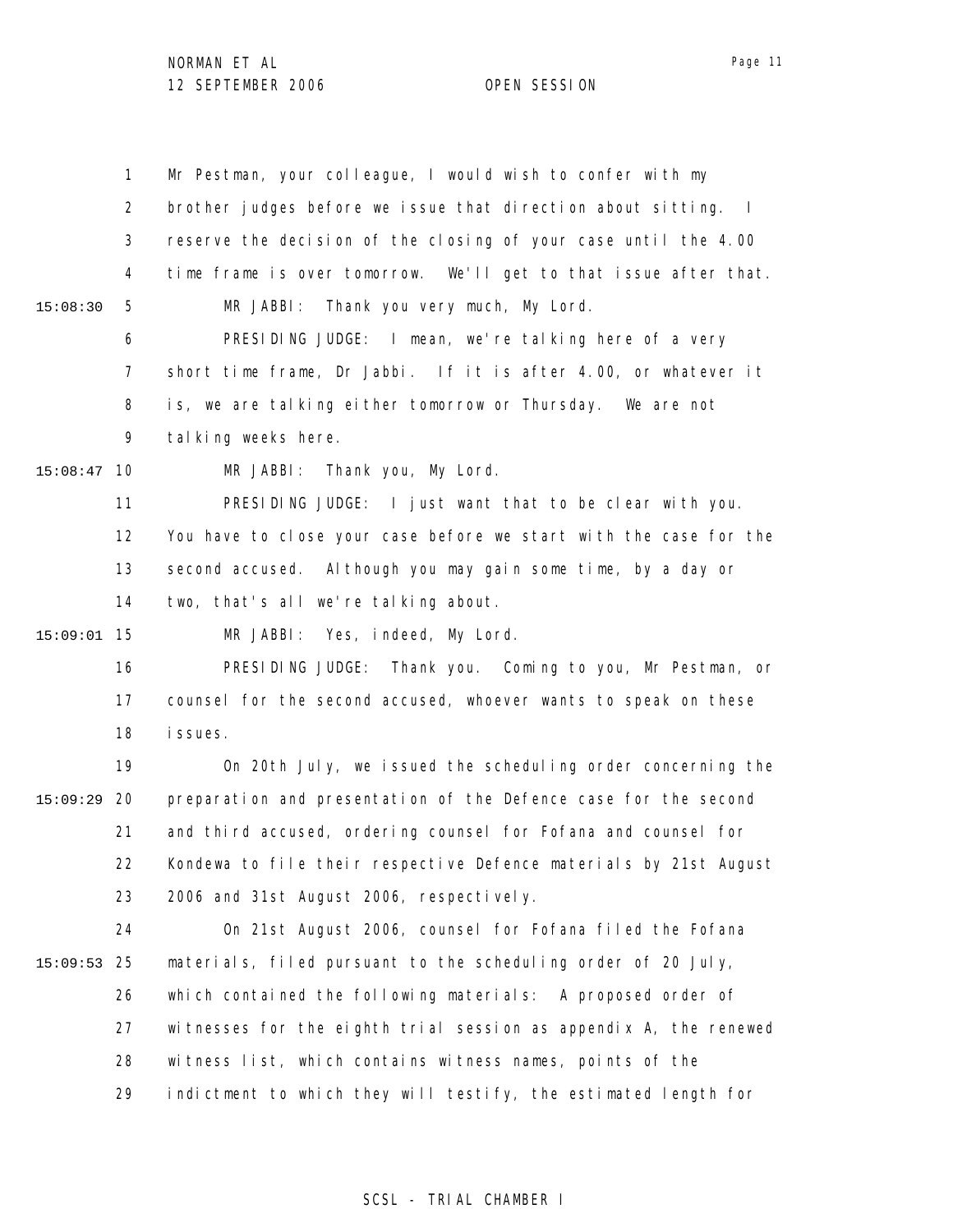Mr Pestman, your colleague, I would wish to confer with my brother judges before we issue that direction about sitting. I reserve the decision of the closing of your case until the 4.00 time frame is over tomorrow. We'll get to that issue after that.

MR JABBI: Thank you very much, My Lord.

PRESIDING JUDGE: I mean, we're talking here of a very short time frame, Dr Jabbi. If it is after 4.00, or whatever it is, we are talking either tomorrow or Thursday. We are not talking weeks here.

MR JABBI: Thank you, My Lord.

PRESIDING JUDGE: I just want that to be clear with you. You have to close your case before we start with the case for the second accused. Although you may gain some time, by a day or two, that's all we're talking about.

MR JABBI: Yes, indeed, My Lord.

PRESIDING JUDGE: Thank you. Coming to you, Mr Pestman, or counsel for the second accused, whoever wants to speak on these issues.

On 20th July, we issued the scheduling order concerning the preparation and presentation of the Defence case for the second and third accused, ordering counsel for Fofana and counsel for Kondewa to file their respective Defence materials by 21st August 2006 and 31st August 2006, respectively.

On 21st August 2006, counsel for Fofana filed the Fofana materials, filed pursuant to the scheduling order of 20 July, which contained the following materials: A proposed order of witnesses for the eighth trial session as appendix A, the renewed witness list, which contains witness names, points of the indictment to which they will testify, the estimated length for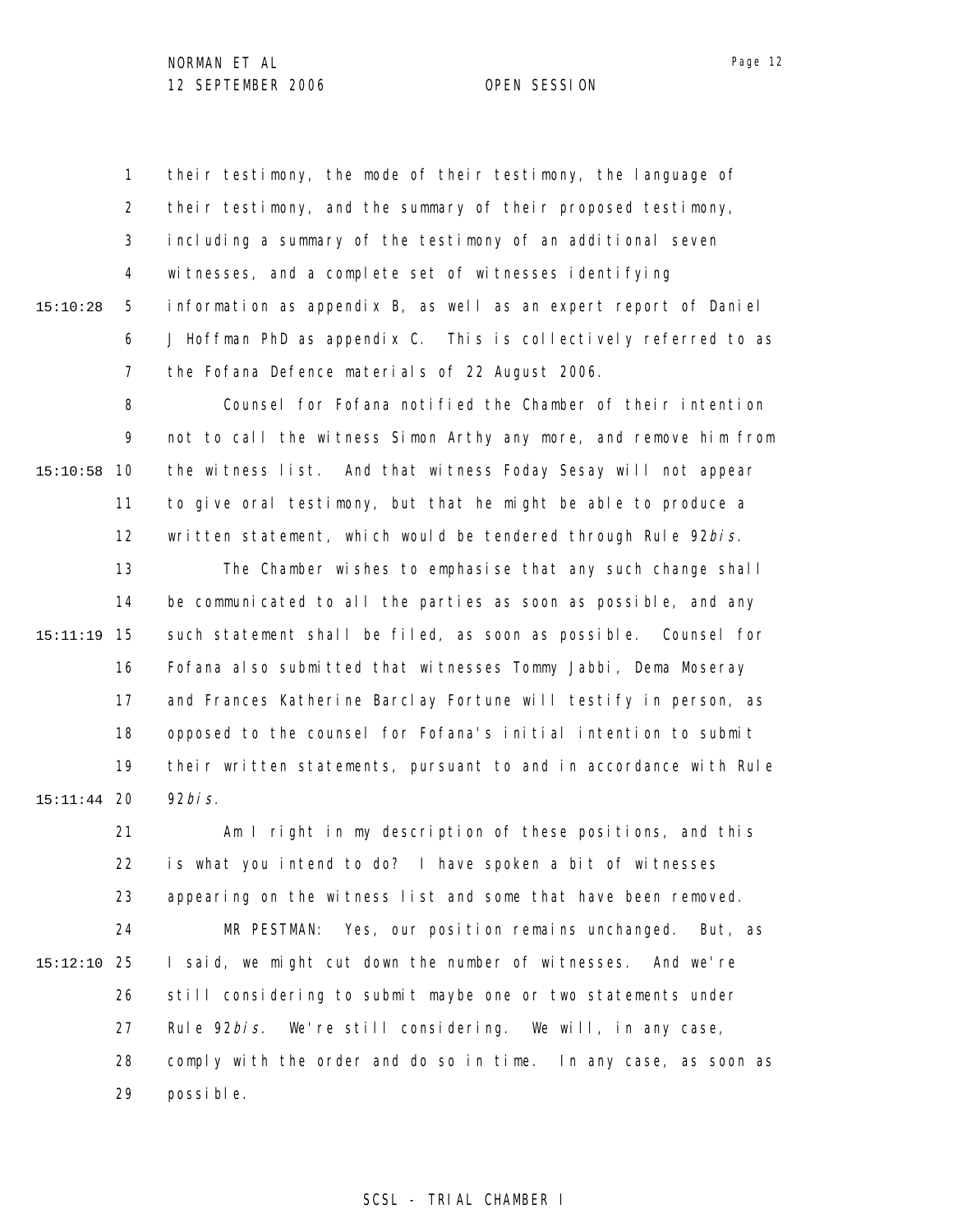their testimony, the mode of their testimony, the language of their testimony, and the summary of their proposed testimony, including a summary of the testimony of an additional seven witnesses, and a complete set of witnesses identifying information as appendix B, as well as an expert report of Daniel J Hoffman PhD as appendix C. This is collectively referred to as the Fofana Defence materials of 22 August 2006.

Counsel for Fofana notified the Chamber of their intention not to call the witness Simon Arthy any more, and remove him from the witness list. And that witness Foday Sesay will not appear to give oral testimony, but that he might be able to produce a written statement, which would be tendered through Rule 92*bis*.

The Chamber wishes to emphasise that any such change shall be communicated to all the parties as soon as possible, and any such statement shall be filed, as soon as possible. Counsel for Fofana also submitted that witnesses Tommy Jabbi, Dema Moseray and Frances Katherine Barclay Fortune will testify in person, as opposed to the counsel for Fofana's initial intention to submit their written statements, pursuant to and in accordance with Rule 92*bis*.

Am I right in my description of these positions, and this is what you intend to do? I have spoken a bit of witnesses appearing on the witness list and some that have been removed.

MR PESTMAN: Yes, our position remains unchanged. But, as I said, we might cut down the number of witnesses. And we're still considering to submit maybe one or two statements under Rule 92*bis*. We're still considering. We will, in any case, comply with the order and do so in time. In any case, as soon as possible.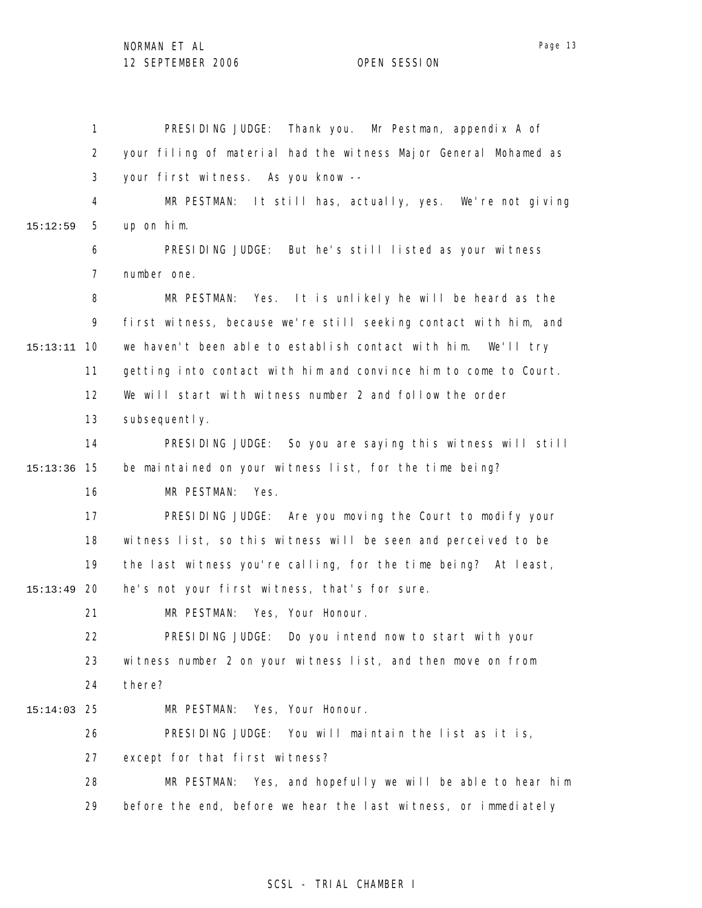PRESIDING JUDGE: Thank you. Mr Pestman, appendix A of your filing of material had the witness Major General Mohamed as your first witness. As you know --

MR PESTMAN: It still has, actually, yes. We're not giving up on him.

PRESIDING JUDGE: But he's still listed as your witness number one.

MR PESTMAN: Yes. It is unlikely he will be heard as the first witness, because we're still seeking contact with him, and we haven't been able to establish contact with him. We'll try getting into contact with him and convince him to come to Court. We will start with witness number 2 and follow the order subsequently.

PRESIDING JUDGE: So you are saying this witness will still be maintained on your witness list, for the time being?

MR PESTMAN: Yes.

PRESIDING JUDGE: Are you moving the Court to modify your witness list, so this witness will be seen and perceived to be the last witness you're calling, for the time being? At least, he's not your first witness, that's for sure.

MR PESTMAN: Yes, Your Honour.

PRESIDING JUDGE: Do you intend now to start with your witness number 2 on your witness list, and then move on from there?

MR PESTMAN: Yes, Your Honour.

PRESIDING JUDGE: You will maintain the list as it is, except for that first witness?

MR PESTMAN: Yes, and hopefully we will be able to hear him before the end, before we hear the last witness, or immediately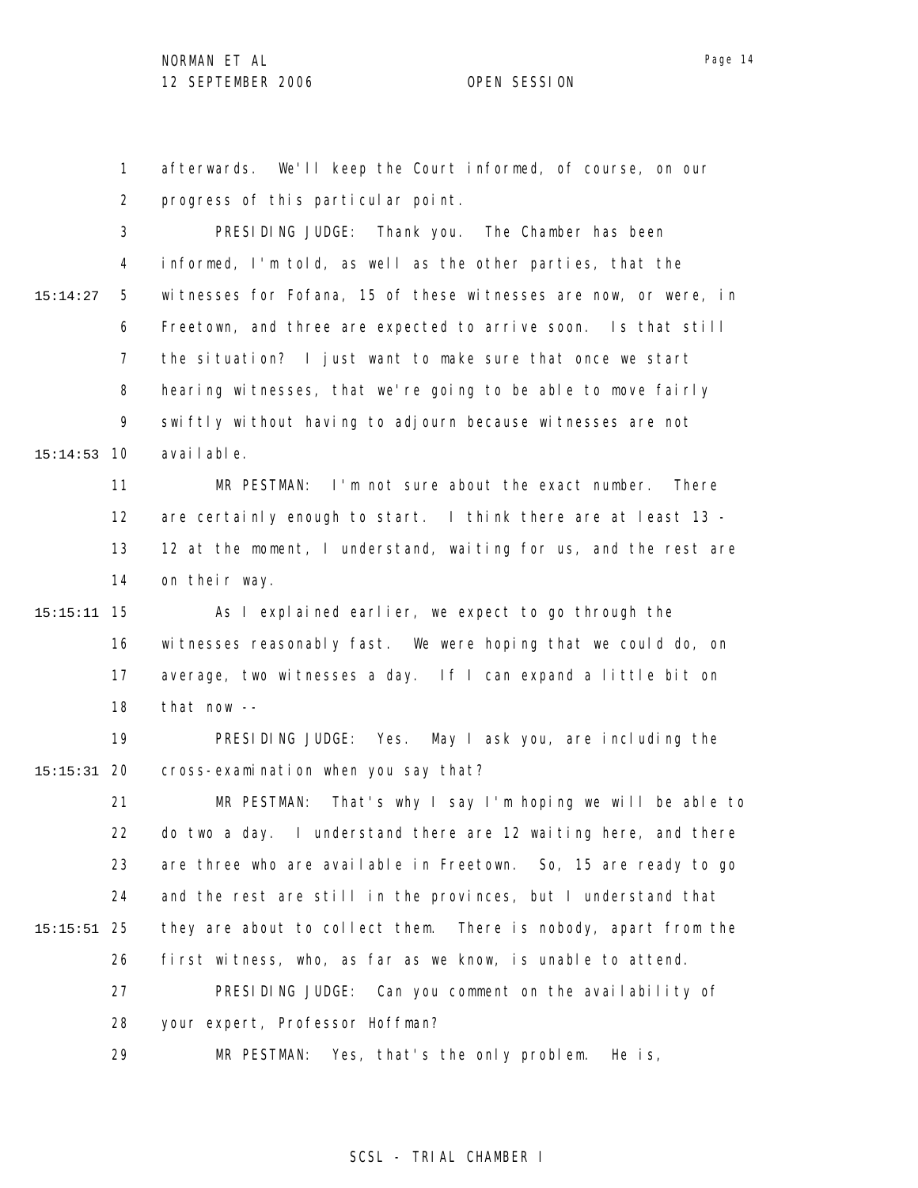afterwards. We'll keep the Court informed, of course, on our progress of this particular point.

PRESIDING JUDGE: Thank you. The Chamber has been informed, I'm told, as well as the other parties, that the witnesses for Fofana, 15 of these witnesses are now, or were, in Freetown, and three are expected to arrive soon. Is that still the situation? I just want to make sure that once we start hearing witnesses, that we're going to be able to move fairly swiftly without having to adjourn because witnesses are not available.

MR PESTMAN: I'm not sure about the exact number. There are certainly enough to start. I think there are at least 13 - 12 at the moment, I understand, waiting for us, and the rest are on their way.

As I explained earlier, we expect to go through the witnesses reasonably fast. We were hoping that we could do, on average, two witnesses a day. If I can expand a little bit on that now --

PRESIDING JUDGE: Yes. May I ask you, are including the cross-examination when you say that?

MR PESTMAN: That's why I say I'm hoping we will be able to do two a day. I understand there are 12 waiting here, and there are three who are available in Freetown. So, 15 are ready to go and the rest are still in the provinces, but I understand that they are about to collect them. There is nobody, apart from the first witness, who, as far as we know, is unable to attend.

PRESIDING JUDGE: Can you comment on the availability of your expert, Professor Hoffman?

MR PESTMAN: Yes, that's the only problem. He is,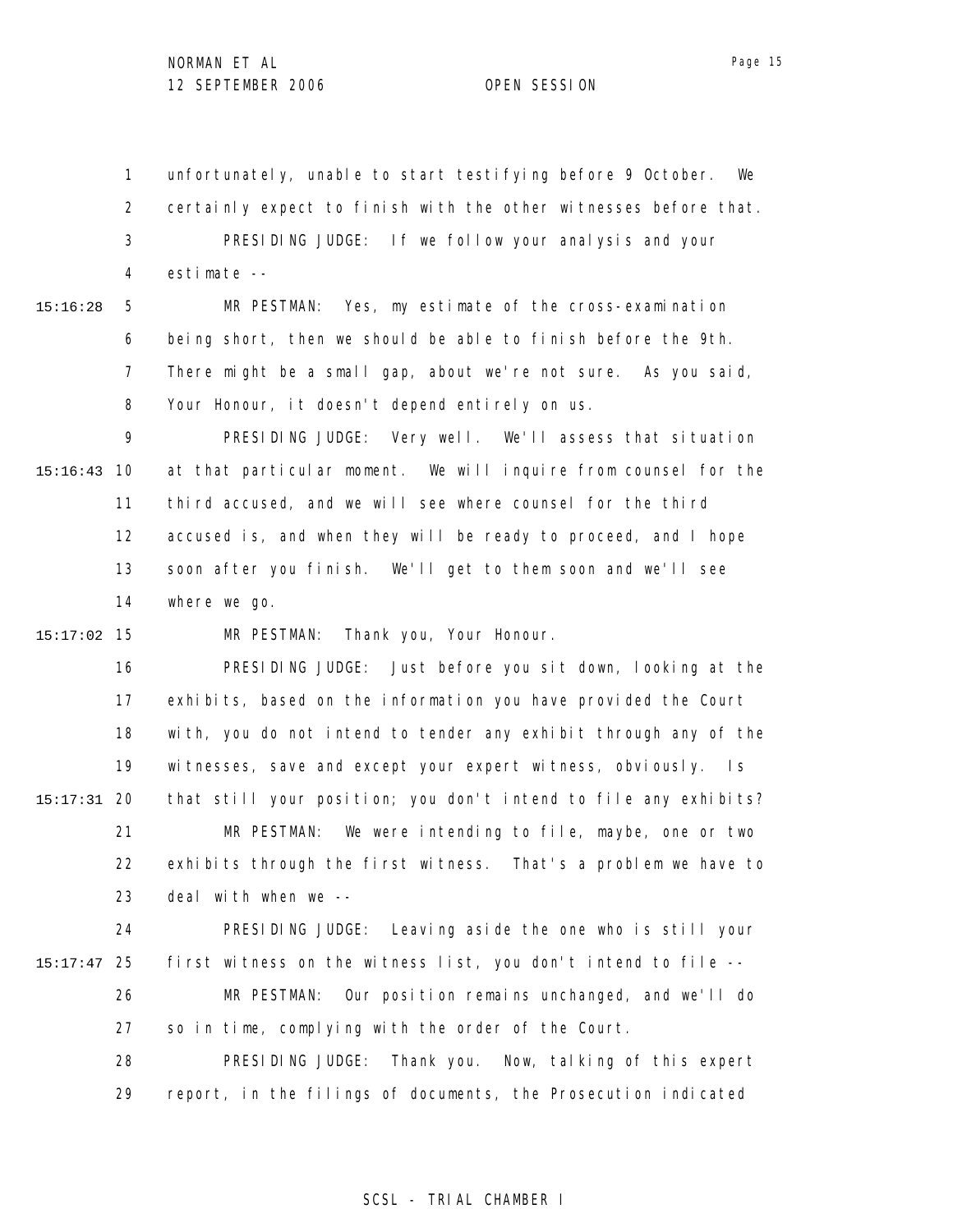unfortunately, unable to start testifying before 9 October. We certainly expect to finish with the other witnesses before that.

PRESIDING JUDGE: If we follow your analysis and your estimate --

MR PESTMAN: Yes, my estimate of the cross-examination being short, then we should be able to finish before the 9th. There might be a small gap, about we're not sure. As you said, Your Honour, it doesn't depend entirely on us.

PRESIDING JUDGE: Very well. We'll assess that situation at that particular moment. We will inquire from counsel for the third accused, and we will see where counsel for the third accused is, and when they will be ready to proceed, and I hope soon after you finish. We'll get to them soon and we'll see where we go.

MR PESTMAN: Thank you, Your Honour.

PRESIDING JUDGE: Just before you sit down, looking at the exhibits, based on the information you have provided the Court with, you do not intend to tender any exhibit through any of the witnesses, save and except your expert witness, obviously. Is that still your position; you don't intend to file any exhibits?

MR PESTMAN: We were intending to file, maybe, one or two exhibits through the first witness. That's a problem we have to deal with when we --

PRESIDING JUDGE: Leaving aside the one who is still your first witness on the witness list, you don't intend to file --

MR PESTMAN: Our position remains unchanged, and we'll do so in time, complying with the order of the Court.

PRESIDING JUDGE: Thank you. Now, talking of this expert report, in the filings of documents, the Prosecution indicated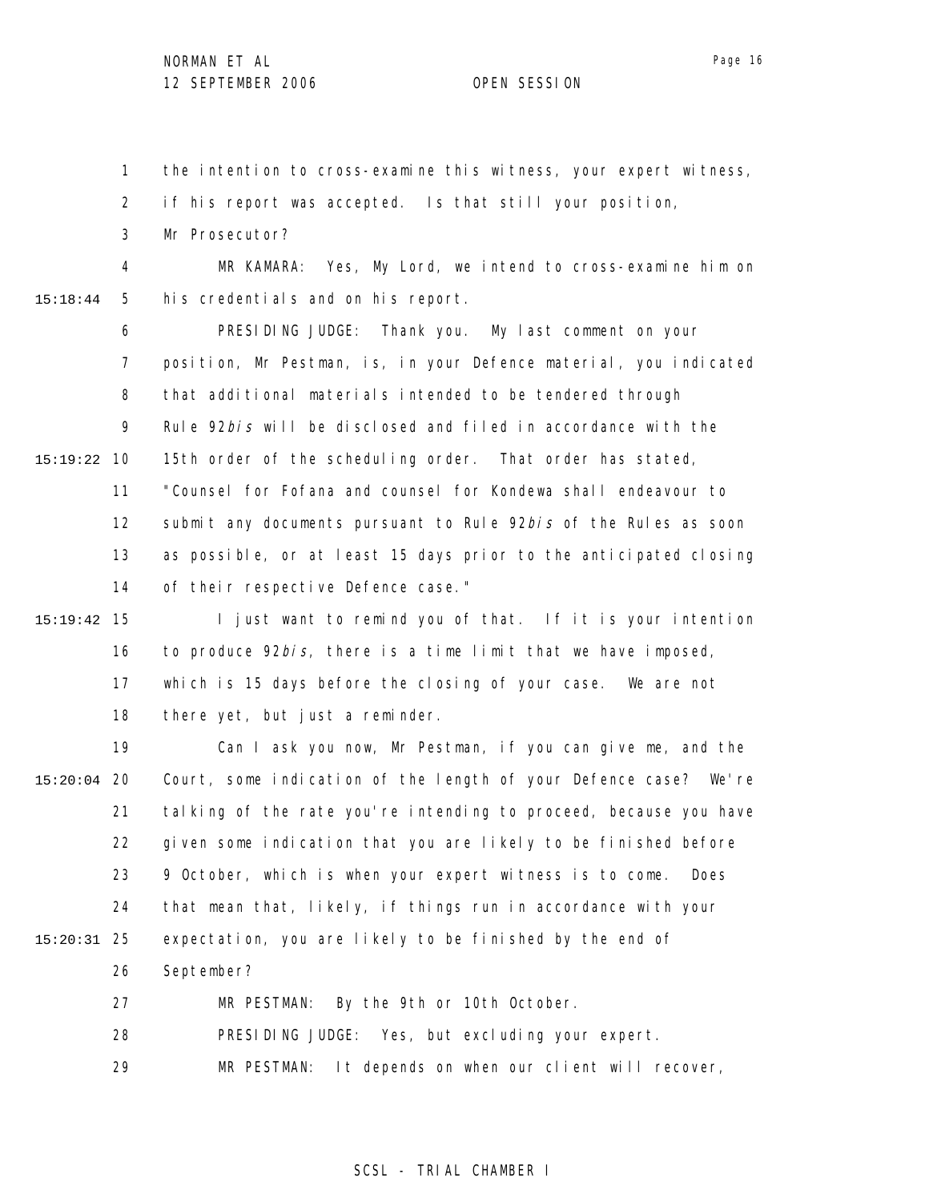the intention to cross-examine this witness, your expert witness, if his report was accepted. Is that still your position, Mr Prosecutor?

MR KAMARA: Yes, My Lord, we intend to cross-examine him on his credentials and on his report.

PRESIDING JUDGE: Thank you. My last comment on your position, Mr Pestman, is, in your Defence material, you indicated that additional materials intended to be tendered through Rule 92*bis* will be disclosed and filed in accordance with the 15th order of the scheduling order. That order has stated, "Counsel for Fofana and counsel for Kondewa shall endeavour to submit any documents pursuant to Rule 92*bis* of the Rules as soon as possible, or at least 15 days prior to the anticipated closing of their respective Defence case."

I just want to remind you of that. If it is your intention to produce 92*bis*, there is a time limit that we have imposed, which is 15 days before the closing of your case. We are not there yet, but just a reminder.

Can I ask you now, Mr Pestman, if you can give me, and the Court, some indication of the length of your Defence case? We're talking of the rate you're intending to proceed, because you have given some indication that you are likely to be finished before 9 October, which is when your expert witness is to come. Does that mean that, likely, if things run in accordance with your expectation, you are likely to be finished by the end of September?

MR PESTMAN: By the 9th or 10th October.

PRESIDING JUDGE: Yes, but excluding your expert.

MR PESTMAN: It depends on when our client will recover,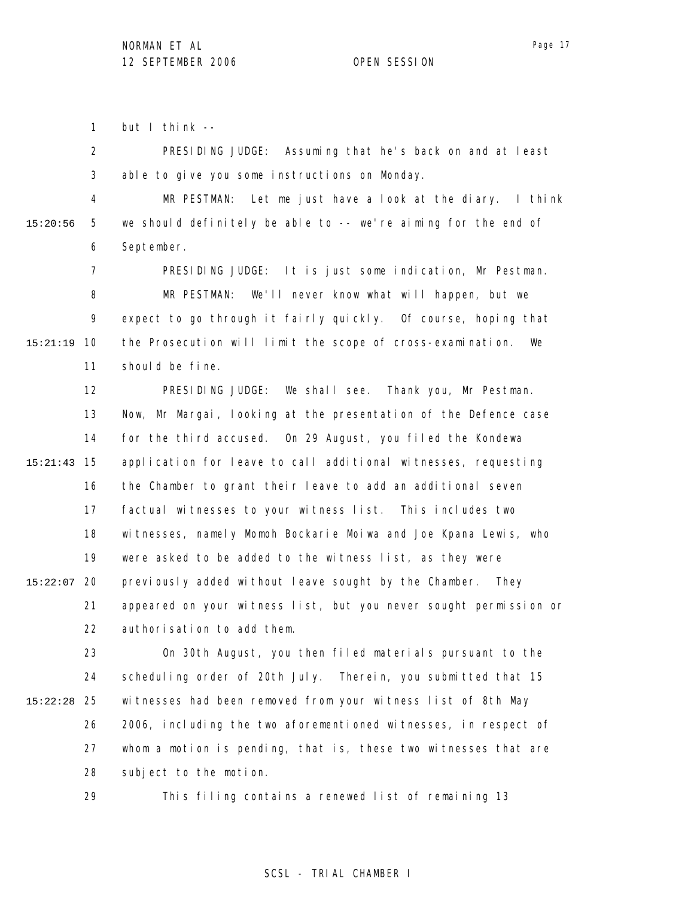but I think --

PRESIDING JUDGE: Assuming that he's back on and at least able to give you some instructions on Monday.

MR PESTMAN: Let me just have a look at the diary. I think we should definitely be able to -- we're aiming for the end of September.

PRESIDING JUDGE: It is just some indication, Mr Pestman.

MR PESTMAN: We'll never know what will happen, but we expect to go through it fairly quickly. Of course, hoping that the Prosecution will limit the scope of cross-examination. We should be fine.

PRESIDING JUDGE: We shall see. Thank you, Mr Pestman. Now, Mr Margai, looking at the presentation of the Defence case for the third accused. On 29 August, you filed the Kondewa application for leave to call additional witnesses, requesting the Chamber to grant their leave to add an additional seven factual witnesses to your witness list. This includes two witnesses, namely Momoh Bockarie Moiwa and Joe Kpana Lewis, who were asked to be added to the witness list, as they were previously added without leave sought by the Chamber. They appeared on your witness list, but you never sought permission or authorisation to add them.

On 30th August, you then filed materials pursuant to the scheduling order of 20th July. Therein, you submitted that 15 witnesses had been removed from your witness list of 8th May 2006, including the two aforementioned witnesses, in respect of whom a motion is pending, that is, these two witnesses that are subject to the motion.

This filing contains a renewed list of remaining 13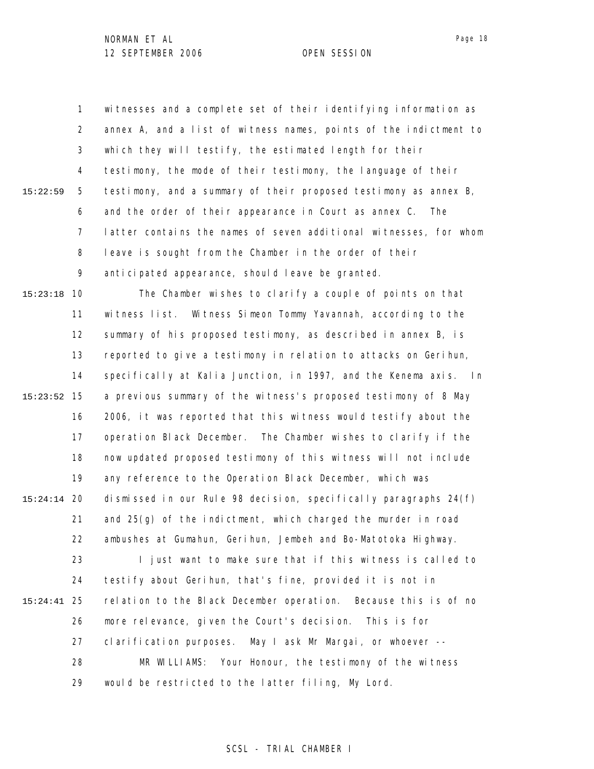witnesses and a complete set of their identifying information as annex A, and a list of witness names, points of the indictment to which they will testify, the estimated length for their testimony, the mode of their testimony, the language of their testimony, and a summary of their proposed testimony as annex B, and the order of their appearance in Court as annex C. The latter contains the names of seven additional witnesses, for whom leave is sought from the Chamber in the order of their anticipated appearance, should leave be granted.

The Chamber wishes to clarify a couple of points on that witness list. Witness Simeon Tommy Yavannah, according to the summary of his proposed testimony, as described in annex B, is reported to give a testimony in relation to attacks on Gerihun, specifically at Kalia Junction, in 1997, and the Kenema axis. In a previous summary of the witness's proposed testimony of 8 May 2006, it was reported that this witness would testify about the operation Black December. The Chamber wishes to clarify if the now updated proposed testimony of this witness will not include any reference to the Operation Black December, which was dismissed in our Rule 98 decision, specifically paragraphs 24(f) and 25(g) of the indictment, which charged the murder in road ambushes at Gumahun, Gerihun, Jembeh and Bo-Matotoka Highway.

I just want to make sure that if this witness is called to testify about Gerihun, that's fine, provided it is not in relation to the Black December operation. Because this is of no more relevance, given the Court's decision. This is for clarification purposes. May I ask Mr Margai, or whoever --

MR WILLIAMS: Your Honour, the testimony of the witness would be restricted to the latter filing, My Lord.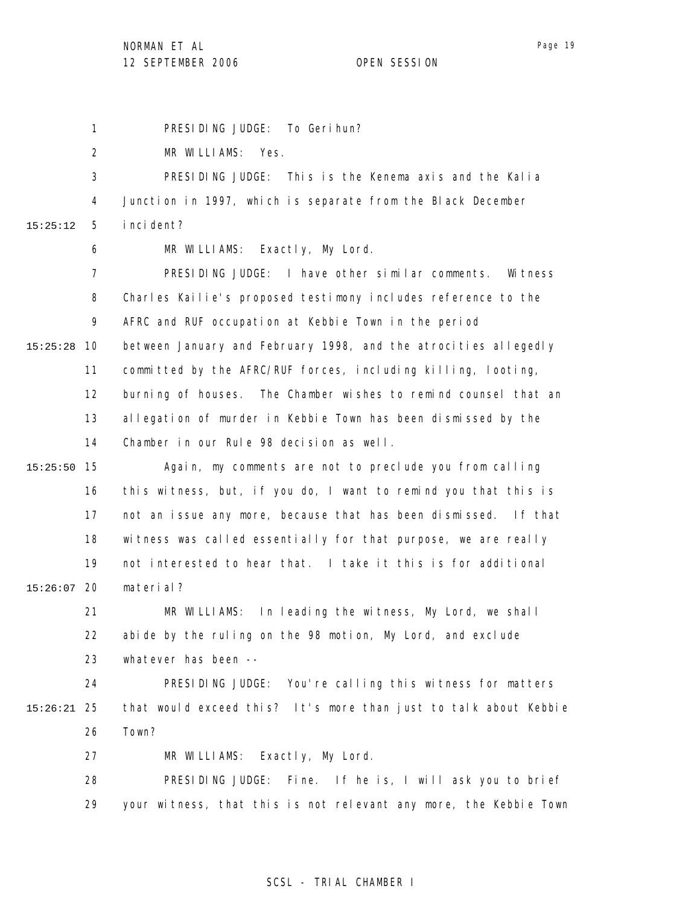PRESIDING JUDGE: To Gerihun?

MR WILLIAMS: Yes.

PRESIDING JUDGE: This is the Kenema axis and the Kalia Junction in 1997, which is separate from the Black December incident?

MR WILLIAMS: Exactly, My Lord.

PRESIDING JUDGE: I have other similar comments. Witness Charles Kailie's proposed testimony includes reference to the AFRC and RUF occupation at Kebbie Town in the period between January and February 1998, and the atrocities allegedly committed by the AFRC/RUF forces, including killing, looting, burning of houses. The Chamber wishes to remind counsel that an allegation of murder in Kebbie Town has been dismissed by the Chamber in our Rule 98 decision as well.

Again, my comments are not to preclude you from calling this witness, but, if you do, I want to remind you that this is not an issue any more, because that has been dismissed. If that witness was called essentially for that purpose, we are really not interested to hear that. I take it this is for additional material?

MR WILLIAMS: In leading the witness, My Lord, we shall abide by the ruling on the 98 motion, My Lord, and exclude whatever has been --

PRESIDING JUDGE: You're calling this witness for matters that would exceed this? It's more than just to talk about Kebbie Town?

MR WILLIAMS: Exactly, My Lord.

PRESIDING JUDGE: Fine. If he is, I will ask you to brief your witness, that this is not relevant any more, the Kebbie Town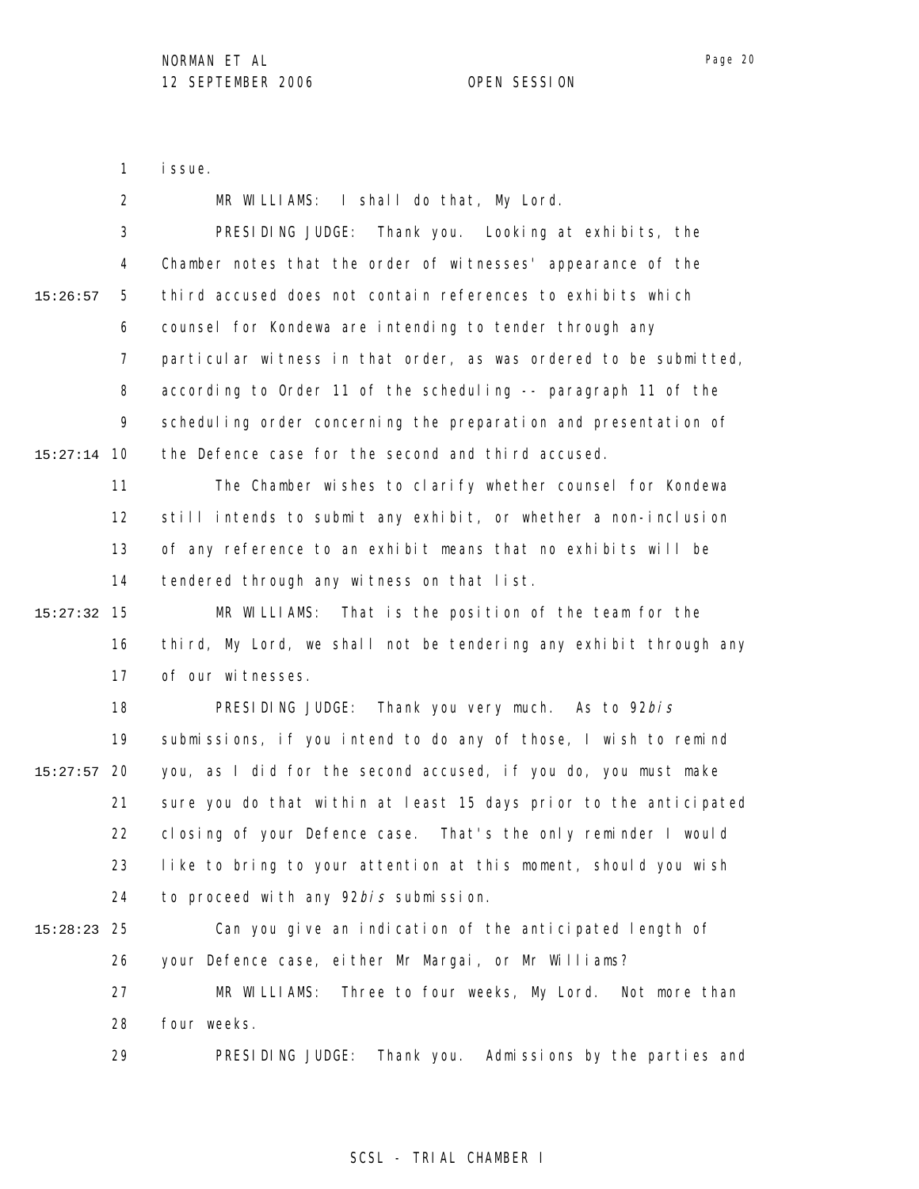issue.

MR WILLIAMS: I shall do that, My Lord.

PRESIDING JUDGE: Thank you. Looking at exhibits, the Chamber notes that the order of witnesses' appearance of the third accused does not contain references to exhibits which counsel for Kondewa are intending to tender through any particular witness in that order, as was ordered to be submitted, according to Order 11 of the scheduling -- paragraph 11 of the scheduling order concerning the preparation and presentation of the Defence case for the second and third accused.

The Chamber wishes to clarify whether counsel for Kondewa still intends to submit any exhibit, or whether a non-inclusion of any reference to an exhibit means that no exhibits will be tendered through any witness on that list.

MR WILLIAMS: That is the position of the team for the third, My Lord, we shall not be tendering any exhibit through any of our witnesses.

PRESIDING JUDGE: Thank you very much. As to 92*bis* submissions, if you intend to do any of those, I wish to remind you, as I did for the second accused, if you do, you must make sure you do that within at least 15 days prior to the anticipated closing of your Defence case. That's the only reminder I would like to bring to your attention at this moment, should you wish to proceed with any 92*bis* submission.

Can you give an indication of the anticipated length of your Defence case, either Mr Margai, or Mr Williams?

MR WILLIAMS: Three to four weeks, My Lord. Not more than four weeks.

PRESIDING JUDGE: Thank you. Admissions by the parties and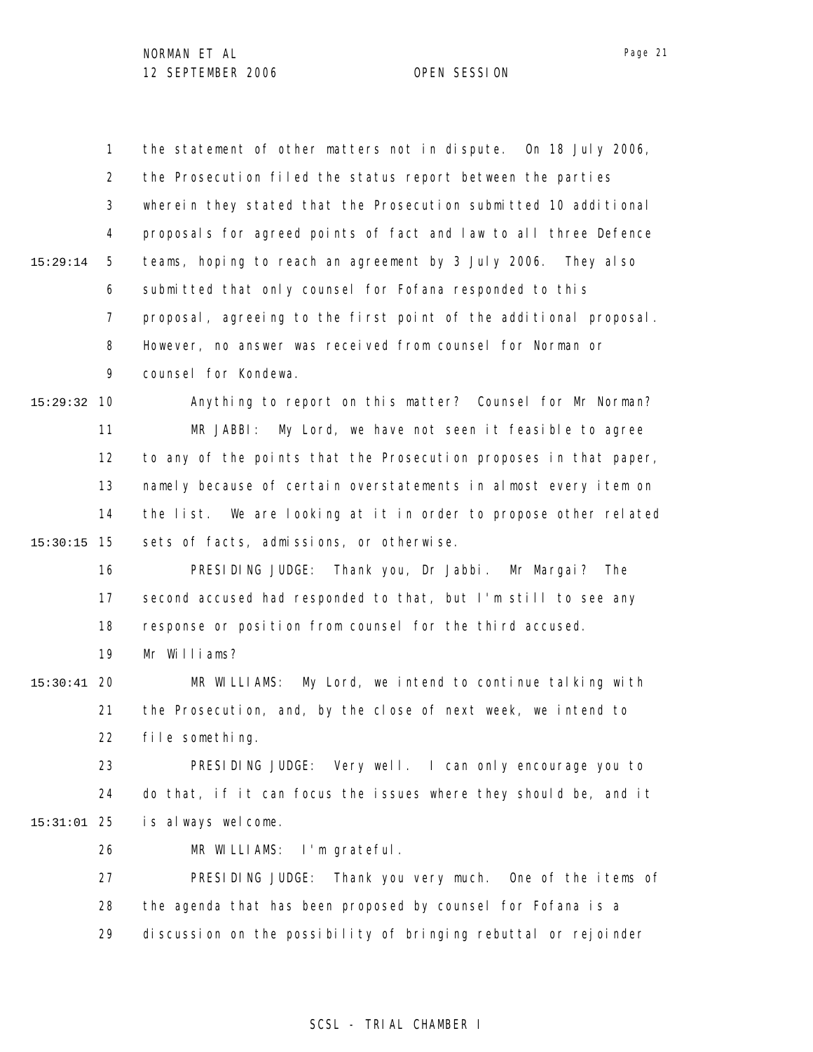the statement of other matters not in dispute. On 18 July 2006, the Prosecution filed the status report between the parties wherein they stated that the Prosecution submitted 10 additional proposals for agreed points of fact and law to all three Defence teams, hoping to reach an agreement by 3 July 2006. They also submitted that only counsel for Fofana responded to this proposal, agreeing to the first point of the additional proposal. However, no answer was received from counsel for Norman or counsel for Kondewa.

Anything to report on this matter? Counsel for Mr Norman?

MR JABBI: My Lord, we have not seen it feasible to agree to any of the points that the Prosecution proposes in that paper, namely because of certain overstatements in almost every item on the list. We are looking at it in order to propose other related sets of facts, admissions, or otherwise.

PRESIDING JUDGE: Thank you, Dr Jabbi. Mr Margai? The second accused had responded to that, but I'm still to see any response or position from counsel for the third accused. Mr Williams?

MR WILLIAMS: My Lord, we intend to continue talking with the Prosecution, and, by the close of next week, we intend to file something.

PRESIDING JUDGE: Very well. I can only encourage you to do that, if it can focus the issues where they should be, and it is always welcome.

MR WILLIAMS: I'm grateful.

PRESIDING JUDGE: Thank you very much. One of the items of the agenda that has been proposed by counsel for Fofana is a discussion on the possibility of bringing rebuttal or rejoinder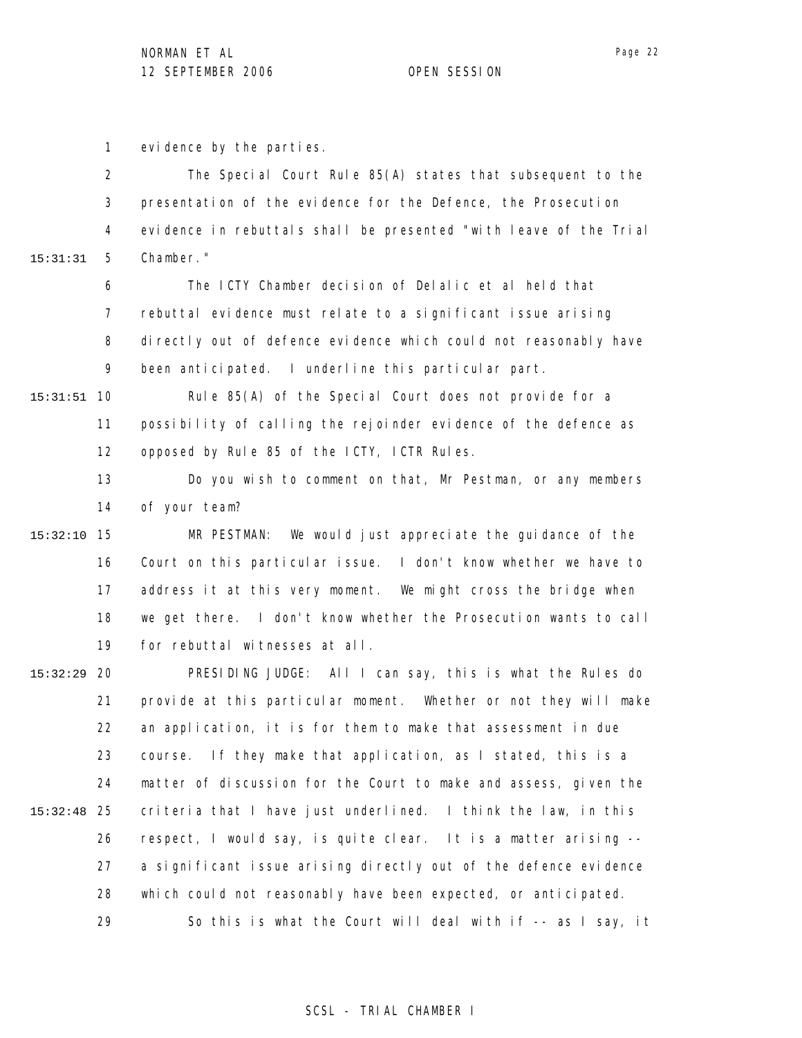evidence by the parties.

The Special Court Rule 85(A) states that subsequent to the presentation of the evidence for the Defence, the Prosecution evidence in rebuttals shall be presented "with leave of the Trial Chamber."

The ICTY Chamber decision of Delalic et al held that rebuttal evidence must relate to a significant issue arising directly out of defence evidence which could not reasonably have been anticipated. I underline this particular part.

Rule 85(A) of the Special Court does not provide for a possibility of calling the rejoinder evidence of the defence as opposed by Rule 85 of the ICTY, ICTR Rules.

Do you wish to comment on that, Mr Pestman, or any members of your team?

MR PESTMAN: We would just appreciate the guidance of the Court on this particular issue. I don't know whether we have to address it at this very moment. We might cross the bridge when we get there. I don't know whether the Prosecution wants to call for rebuttal witnesses at all.

PRESIDING JUDGE: All I can say, this is what the Rules do provide at this particular moment. Whether or not they will make an application, it is for them to make that assessment in due course. If they make that application, as I stated, this is a matter of discussion for the Court to make and assess, given the criteria that I have just underlined. I think the law, in this respect, I would say, is quite clear. It is a matter arising -- a significant issue arising directly out of the defence evidence which could not reasonably have been expected, or anticipated.

So this is what the Court will deal with if -- as I say, it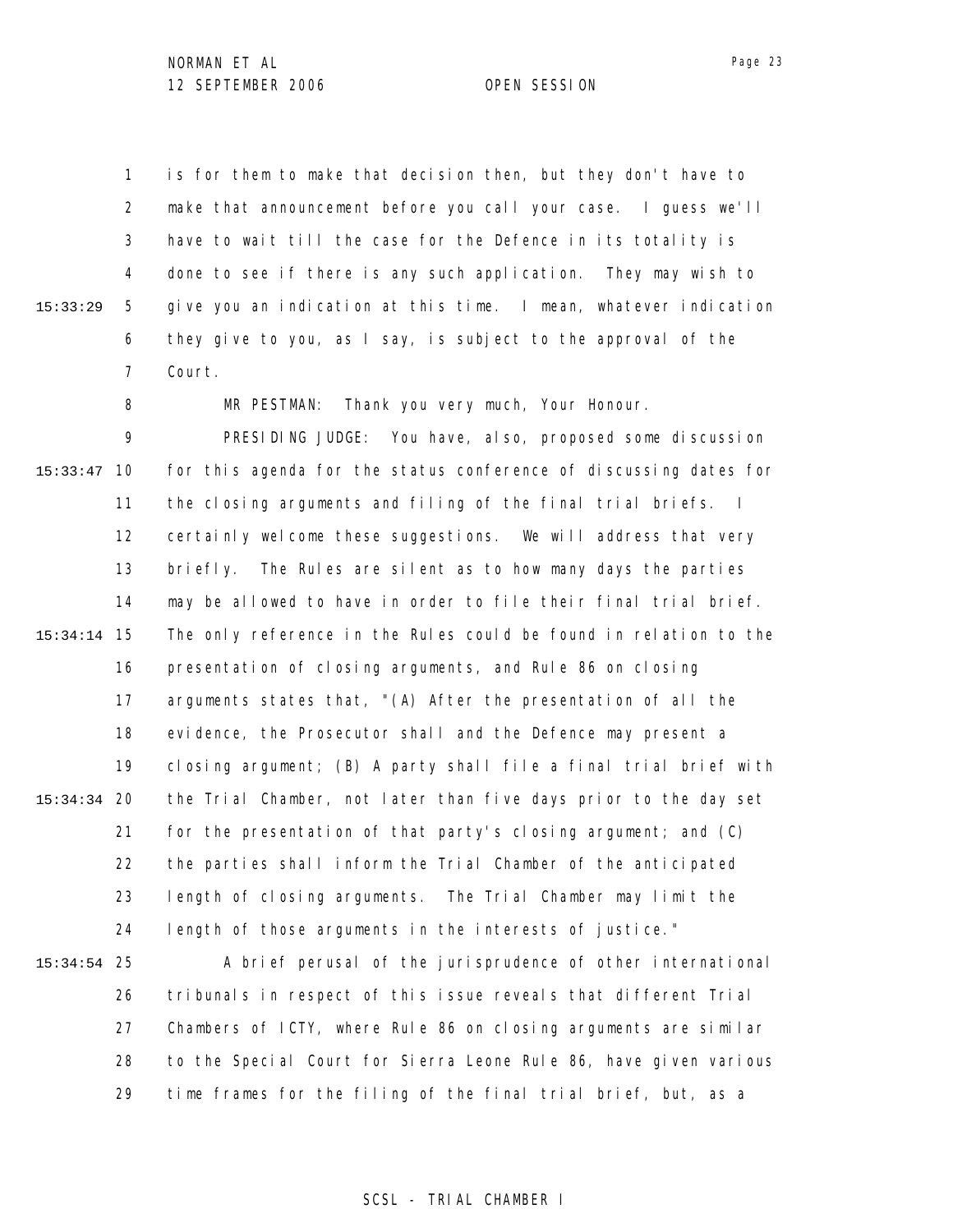is for them to make that decision then, but they don't have to make that announcement before you call your case. I guess we'll have to wait till the case for the Defence in its totality is done to see if there is any such application. They may wish to give you an indication at this time. I mean, whatever indication they give to you, as I say, is subject to the approval of the Court.

MR PESTMAN: Thank you very much, Your Honour.

PRESIDING JUDGE: You have, also, proposed some discussion for this agenda for the status conference of discussing dates for the closing arguments and filing of the final trial briefs. I certainly welcome these suggestions. We will address that very briefly. The Rules are silent as to how many days the parties may be allowed to have in order to file their final trial brief. The only reference in the Rules could be found in relation to the presentation of closing arguments, and Rule 86 on closing arguments states that, "(A) After the presentation of all the evidence, the Prosecutor shall and the Defence may present a closing argument; (B) A party shall file a final trial brief with the Trial Chamber, not later than five days prior to the day set for the presentation of that party's closing argument; and (C) the parties shall inform the Trial Chamber of the anticipated length of closing arguments. The Trial Chamber may limit the length of those arguments in the interests of justice."

A brief perusal of the jurisprudence of other international tribunals in respect of this issue reveals that different Trial Chambers of ICTY, where Rule 86 on closing arguments are similar to the Special Court for Sierra Leone Rule 86, have given various time frames for the filing of the final trial brief, but, as a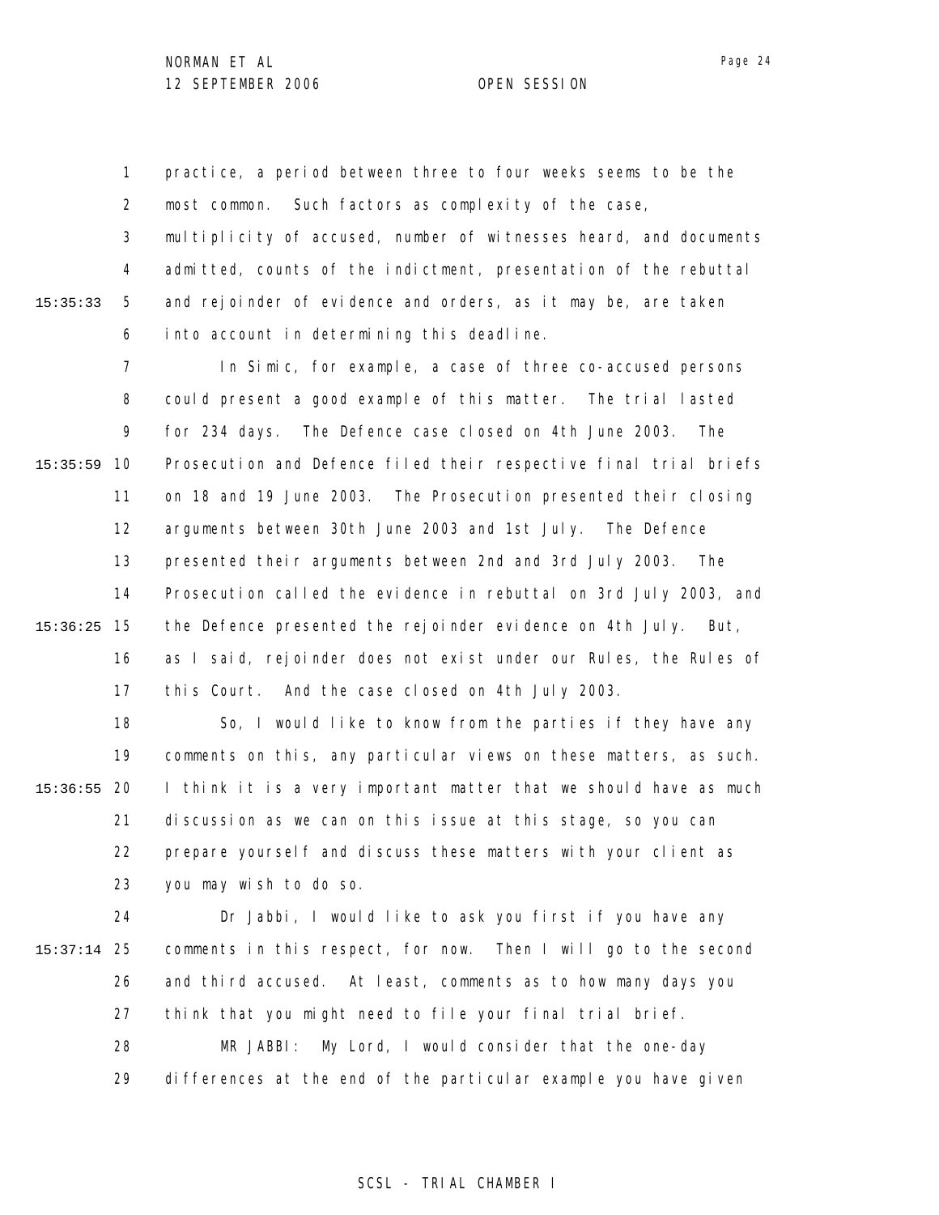practice, a period between three to four weeks seems to be the most common. Such factors as complexity of the case, multiplicity of accused, number of witnesses heard, and documents admitted, counts of the indictment, presentation of the rebuttal and rejoinder of evidence and orders, as it may be, are taken into account in determining this deadline.

In Simic, for example, a case of three co-accused persons could present a good example of this matter. The trial lasted for 234 days. The Defence case closed on 4th June 2003. The Prosecution and Defence filed their respective final trial briefs on 18 and 19 June 2003. The Prosecution presented their closing arguments between 30th June 2003 and 1st July. The Defence presented their arguments between 2nd and 3rd July 2003. The Prosecution called the evidence in rebuttal on 3rd July 2003, and the Defence presented the rejoinder evidence on 4th July. But, as I said, rejoinder does not exist under our Rules, the Rules of this Court. And the case closed on 4th July 2003.

So, I would like to know from the parties if they have any comments on this, any particular views on these matters, as such. I think it is a very important matter that we should have as much discussion as we can on this issue at this stage, so you can prepare yourself and discuss these matters with your client as you may wish to do so.

Dr Jabbi, I would like to ask you first if you have any comments in this respect, for now. Then I will go to the second and third accused. At least, comments as to how many days you think that you might need to file your final trial brief.

MR JABBI: My Lord, I would consider that the one-day differences at the end of the particular example you have given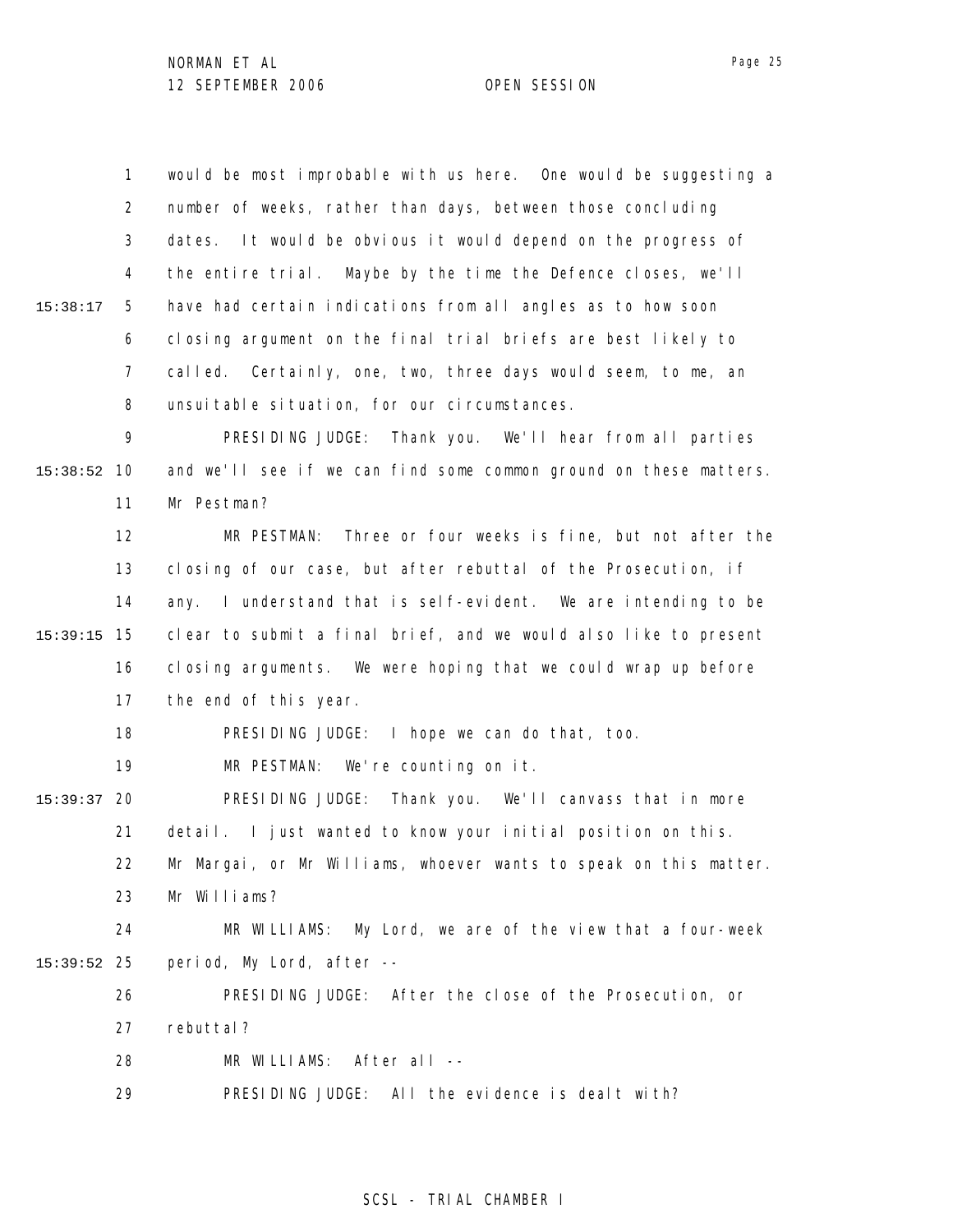would be most improbable with us here. One would be suggesting a number of weeks, rather than days, between those concluding dates. It would be obvious it would depend on the progress of the entire trial. Maybe by the time the Defence closes, we'll have had certain indications from all angles as to how soon closing argument on the final trial briefs are best likely to called. Certainly, one, two, three days would seem, to me, an unsuitable situation, for our circumstances.

PRESIDING JUDGE: Thank you. We'll hear from all parties and we'll see if we can find some common ground on these matters. Mr Pestman?

MR PESTMAN: Three or four weeks is fine, but not after the closing of our case, but after rebuttal of the Prosecution, if any. I understand that is self-evident. We are intending to be clear to submit a final brief, and we would also like to present closing arguments. We were hoping that we could wrap up before the end of this year.

PRESIDING JUDGE: I hope we can do that, too.

MR PESTMAN: We're counting on it.

PRESIDING JUDGE: Thank you. We'll canvass that in more detail. I just wanted to know your initial position on this. Mr Margai, or Mr Williams, whoever wants to speak on this matter. Mr Williams?

MR WILLIAMS: My Lord, we are of the view that a four-week period, My Lord, after --

PRESIDING JUDGE: After the close of the Prosecution, or rebuttal?

MR WILLIAMS: After all --

PRESIDING JUDGE: All the evidence is dealt with?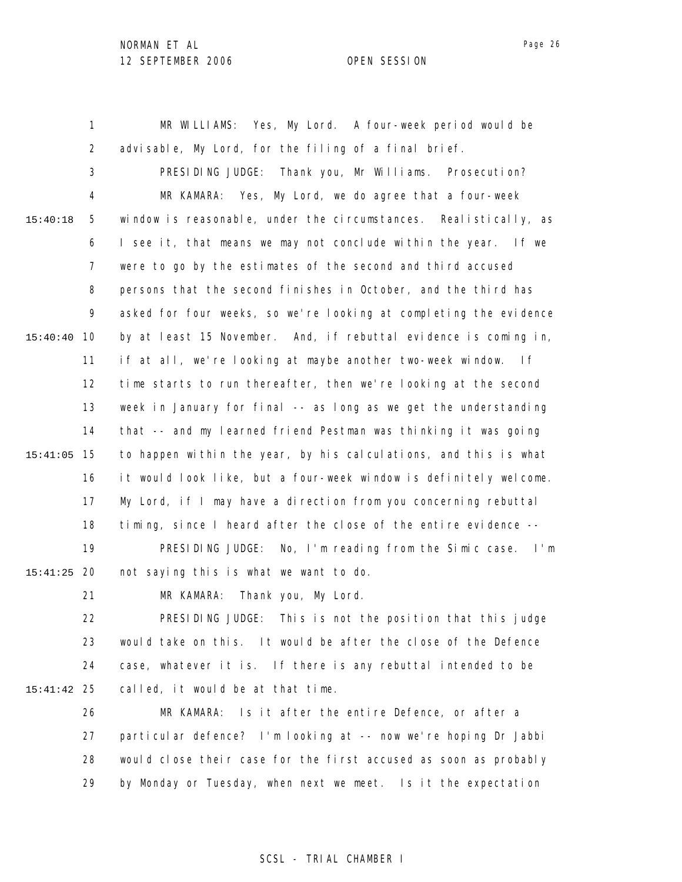MR WILLIAMS: Yes, My Lord. A four-week period would be advisable, My Lord, for the filing of a final brief.

PRESIDING JUDGE: Thank you, Mr Williams. Prosecution?

MR KAMARA: Yes, My Lord, we do agree that a four-week window is reasonable, under the circumstances. Realistically, as I see it, that means we may not conclude within the year. If we were to go by the estimates of the second and third accused persons that the second finishes in October, and the third has asked for four weeks, so we're looking at completing the evidence by at least 15 November. And, if rebuttal evidence is coming in, if at all, we're looking at maybe another two-week window. If time starts to run thereafter, then we're looking at the second week in January for final -- as long as we get the understanding that -- and my learned friend Pestman was thinking it was going to happen within the year, by his calculations, and this is what it would look like, but a four-week window is definitely welcome. My Lord, if I may have a direction from you concerning rebuttal timing, since I heard after the close of the entire evidence --

PRESIDING JUDGE: No, I'm reading from the Simic case. I'm not saying this is what we want to do.

MR KAMARA: Thank you, My Lord.

PRESIDING JUDGE: This is not the position that this judge would take on this. It would be after the close of the Defence case, whatever it is. If there is any rebuttal intended to be called, it would be at that time.

MR KAMARA: Is it after the entire Defence, or after a particular defence? I'm looking at -- now we're hoping Dr Jabbi would close their case for the first accused as soon as probably by Monday or Tuesday, when next we meet. Is it the expectation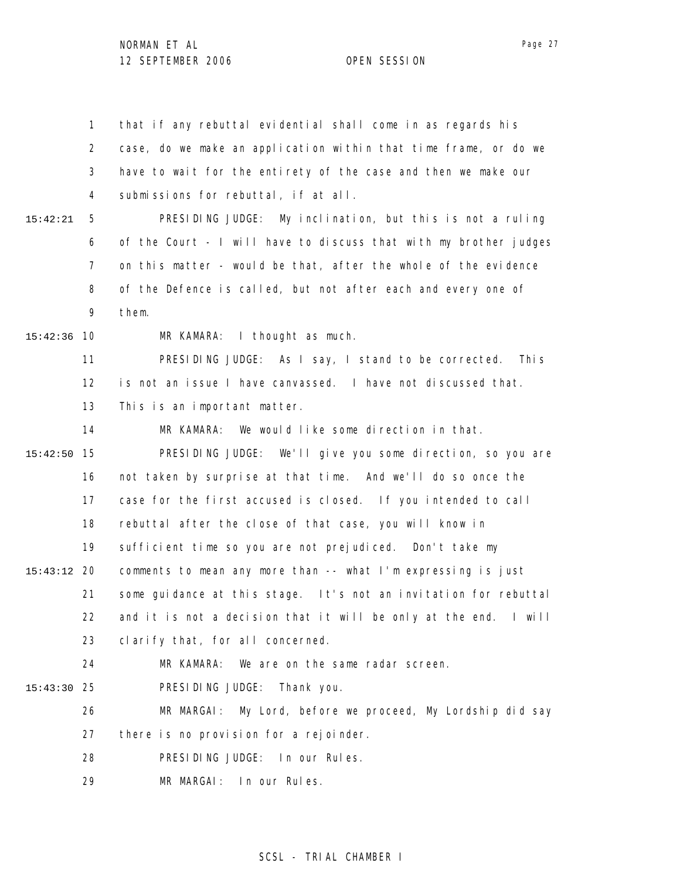that if any rebuttal evidential shall come in as regards his case, do we make an application within that time frame, or do we have to wait for the entirety of the case and then we make our submissions for rebuttal, if at all.

PRESIDING JUDGE: My inclination, but this is not a ruling of the Court - I will have to discuss that with my brother judges on this matter - would be that, after the whole of the evidence of the Defence is called, but not after each and every one of them.

MR KAMARA: I thought as much.

PRESIDING JUDGE: As I say, I stand to be corrected. This is not an issue I have canvassed. I have not discussed that. This is an important matter.

MR KAMARA: We would like some direction in that.

PRESIDING JUDGE: We'll give you some direction, so you are not taken by surprise at that time. And we'll do so once the case for the first accused is closed. If you intended to call rebuttal after the close of that case, you will know in sufficient time so you are not prejudiced. Don't take my comments to mean any more than -- what I'm expressing is just some guidance at this stage. It's not an invitation for rebuttal and it is not a decision that it will be only at the end. I will clarify that, for all concerned.

MR KAMARA: We are on the same radar screen.

PRESIDING JUDGE: Thank you.

MR MARGAI: My Lord, before we proceed, My Lordship did say there is no provision for a rejoinder.

PRESIDING JUDGE: In our Rules.

MR MARGAI: In our Rules.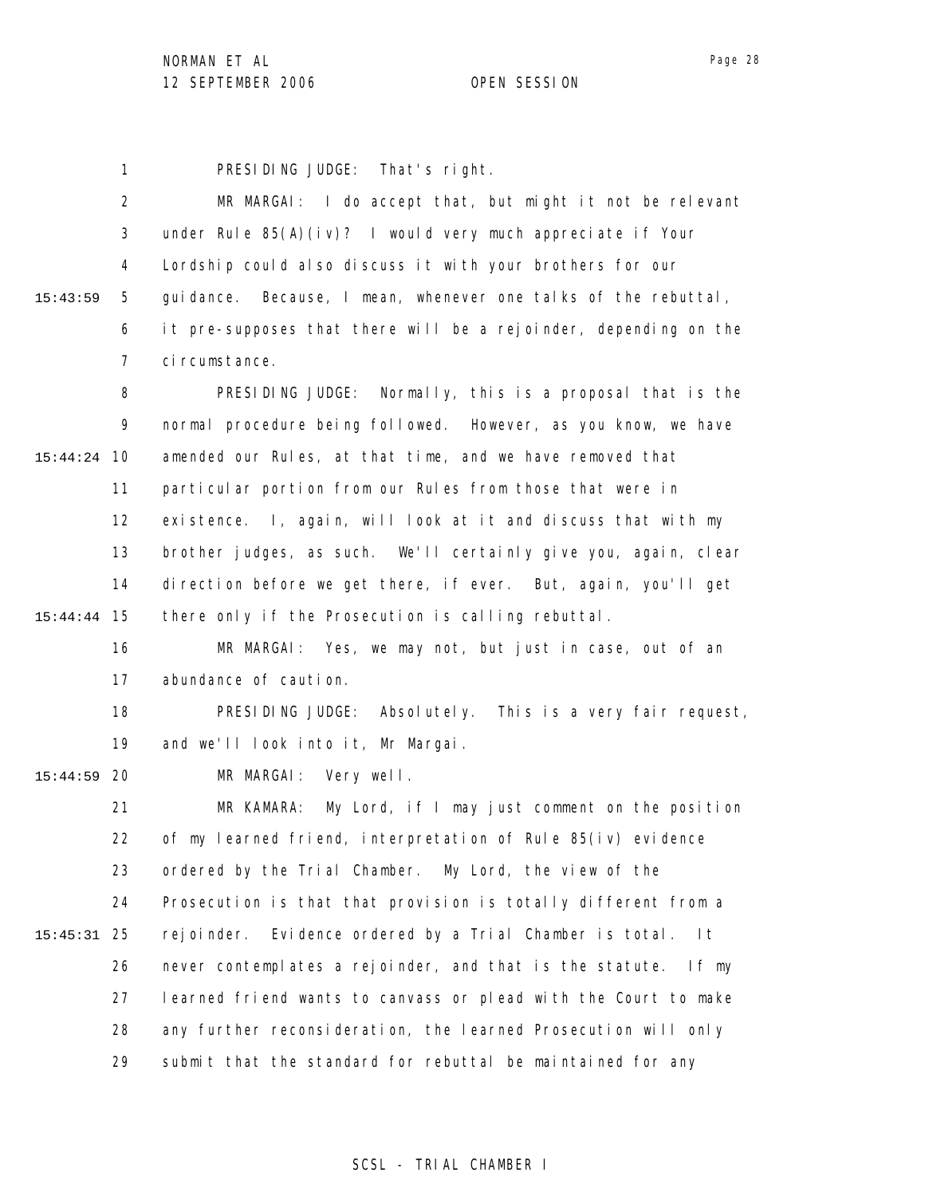PRESIDING JUDGE: That's right.

MR MARGAI: I do accept that, but might it not be relevant under Rule 85(A)(iv)? I would very much appreciate if Your Lordship could also discuss it with your brothers for our guidance. Because, I mean, whenever one talks of the rebuttal, it pre-supposes that there will be a rejoinder, depending on the circumstance.

PRESIDING JUDGE: Normally, this is a proposal that is the normal procedure being followed. However, as you know, we have amended our Rules, at that time, and we have removed that particular portion from our Rules from those that were in existence. I, again, will look at it and discuss that with my brother judges, as such. We'll certainly give you, again, clear direction before we get there, if ever. But, again, you'll get there only if the Prosecution is calling rebuttal.

MR MARGAI: Yes, we may not, but just in case, out of an abundance of caution.

PRESIDING JUDGE: Absolutely. This is a very fair request, and we'll look into it, Mr Margai.

MR MARGAI: Very well.

MR KAMARA: My Lord, if I may just comment on the position of my learned friend, interpretation of Rule 85(iv) evidence ordered by the Trial Chamber. My Lord, the view of the Prosecution is that that provision is totally different from a rejoinder. Evidence ordered by a Trial Chamber is total. It never contemplates a rejoinder, and that is the statute. If my learned friend wants to canvass or plead with the Court to make any further reconsideration, the learned Prosecution will only submit that the standard for rebuttal be maintained for any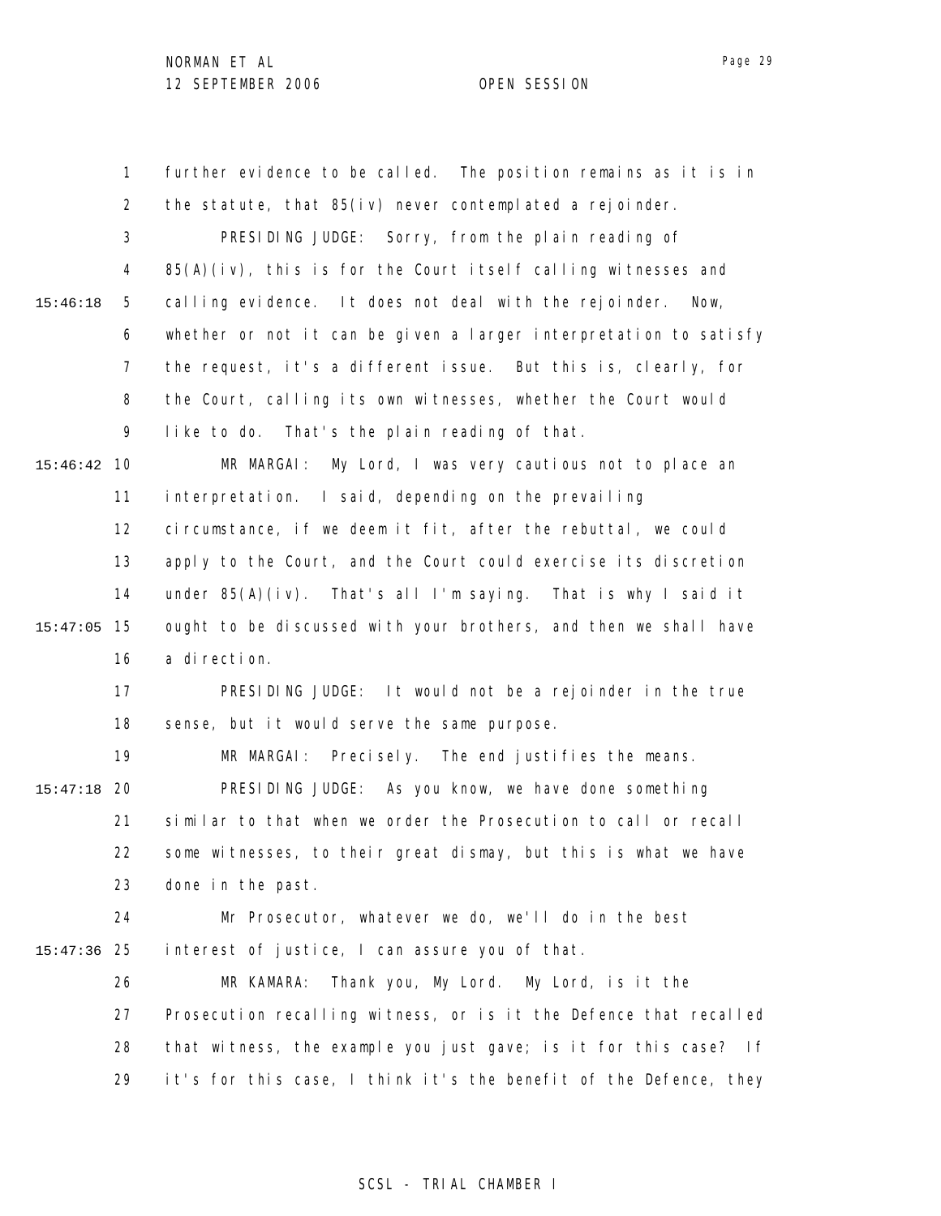further evidence to be called. The position remains as it is in the statute, that 85(iv) never contemplated a rejoinder.

PRESIDING JUDGE: Sorry, from the plain reading of 85(A)(iv), this is for the Court itself calling witnesses and calling evidence. It does not deal with the rejoinder. Now, whether or not it can be given a larger interpretation to satisfy the request, it's a different issue. But this is, clearly, for the Court, calling its own witnesses, whether the Court would like to do. That's the plain reading of that.

MR MARGAI: My Lord, I was very cautious not to place an interpretation. I said, depending on the prevailing circumstance, if we deem it fit, after the rebuttal, we could apply to the Court, and the Court could exercise its discretion under 85(A)(iv). That's all I'm saying. That is why I said it ought to be discussed with your brothers, and then we shall have a direction.

PRESIDING JUDGE: It would not be a rejoinder in the true sense, but it would serve the same purpose.

MR MARGAI: Precisely. The end justifies the means.

PRESIDING JUDGE: As you know, we have done something similar to that when we order the Prosecution to call or recall some witnesses, to their great dismay, but this is what we have done in the past.

Mr Prosecutor, whatever we do, we'll do in the best interest of justice, I can assure you of that.

MR KAMARA: Thank you, My Lord. My Lord, is it the Prosecution recalling witness, or is it the Defence that recalled that witness, the example you just gave; is it for this case? If it's for this case, I think it's the benefit of the Defence, they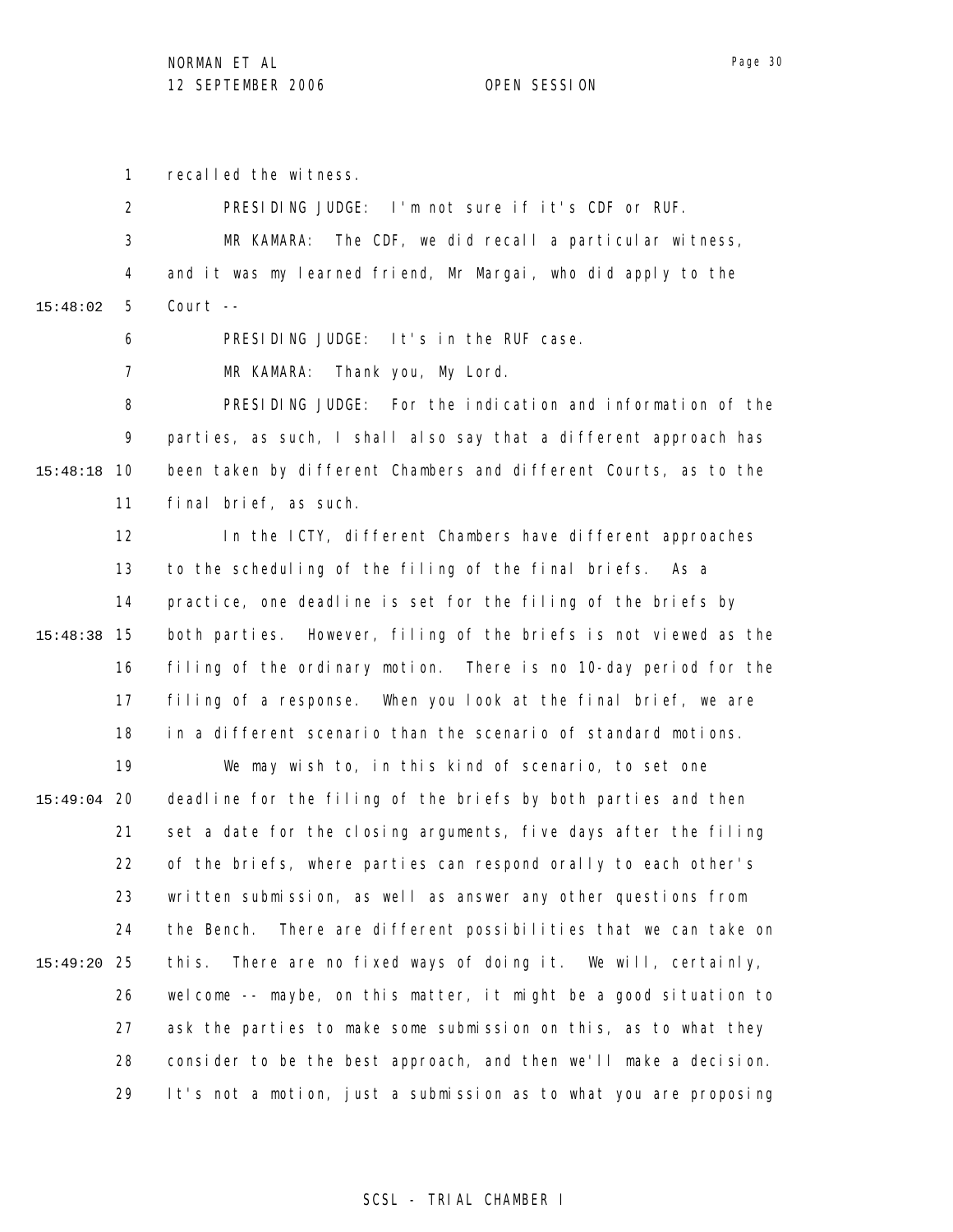recalled the witness.

PRESIDING JUDGE: I'm not sure if it's CDF or RUF.

MR KAMARA: The CDF, we did recall a particular witness, and it was my learned friend, Mr Margai, who did apply to the Court --

PRESIDING JUDGE: It's in the RUF case.

MR KAMARA: Thank you, My Lord.

PRESIDING JUDGE: For the indication and information of the parties, as such, I shall also say that a different approach has been taken by different Chambers and different Courts, as to the final brief, as such.

In the ICTY, different Chambers have different approaches to the scheduling of the filing of the final briefs. As a practice, one deadline is set for the filing of the briefs by both parties. However, filing of the briefs is not viewed as the filing of the ordinary motion. There is no 10-day period for the filing of a response. When you look at the final brief, we are in a different scenario than the scenario of standard motions.

We may wish to, in this kind of scenario, to set one deadline for the filing of the briefs by both parties and then set a date for the closing arguments, five days after the filing of the briefs, where parties can respond orally to each other's written submission, as well as answer any other questions from the Bench. There are different possibilities that we can take on this. There are no fixed ways of doing it. We will, certainly, welcome -- maybe, on this matter, it might be a good situation to ask the parties to make some submission on this, as to what they consider to be the best approach, and then we'll make a decision. It's not a motion, just a submission as to what you are proposing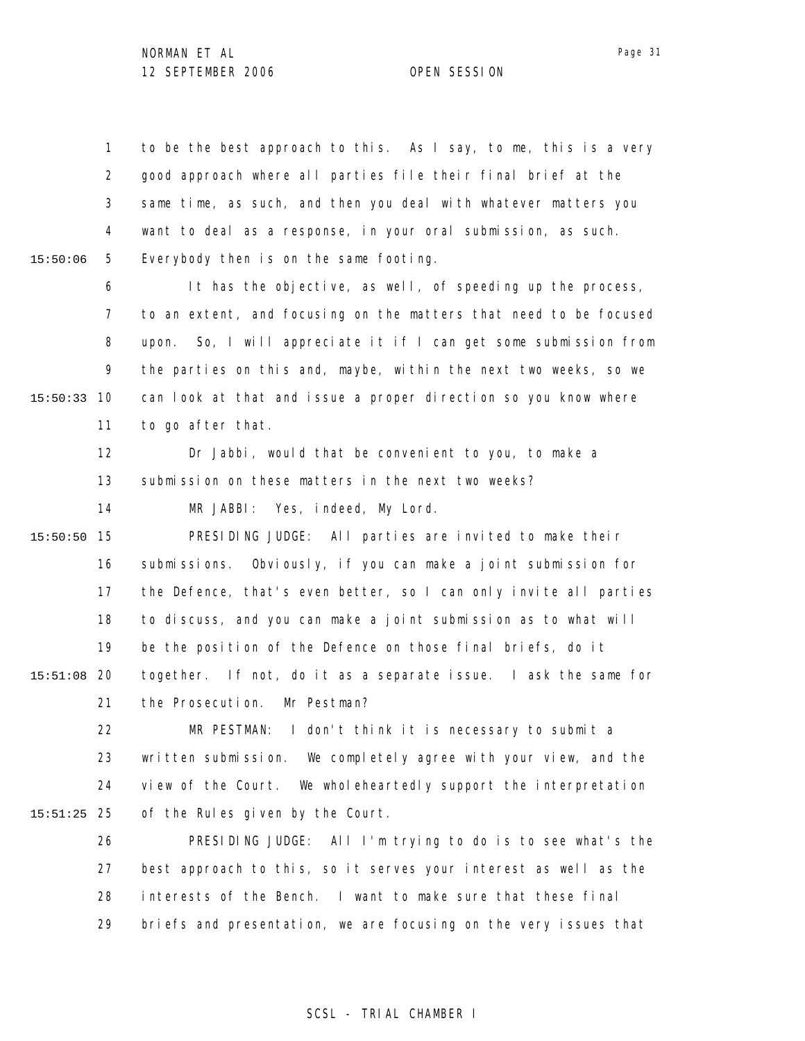to be the best approach to this. As I say, to me, this is a very good approach where all parties file their final brief at the same time, as such, and then you deal with whatever matters you want to deal as a response, in your oral submission, as such. Everybody then is on the same footing.

It has the objective, as well, of speeding up the process, to an extent, and focusing on the matters that need to be focused upon. So, I will appreciate it if I can get some submission from the parties on this and, maybe, within the next two weeks, so we can look at that and issue a proper direction so you know where to go after that.

Dr Jabbi, would that be convenient to you, to make a submission on these matters in the next two weeks?

MR JABBI: Yes, indeed, My Lord.

PRESIDING JUDGE: All parties are invited to make their submissions. Obviously, if you can make a joint submission for the Defence, that's even better, so I can only invite all parties to discuss, and you can make a joint submission as to what will be the position of the Defence on those final briefs, do it together. If not, do it as a separate issue. I ask the same for the Prosecution. Mr Pestman?

MR PESTMAN: I don't think it is necessary to submit a written submission. We completely agree with your view, and the view of the Court. We wholeheartedly support the interpretation of the Rules given by the Court.

PRESIDING JUDGE: All I'm trying to do is to see what's the best approach to this, so it serves your interest as well as the interests of the Bench. I want to make sure that these final briefs and presentation, we are focusing on the very issues that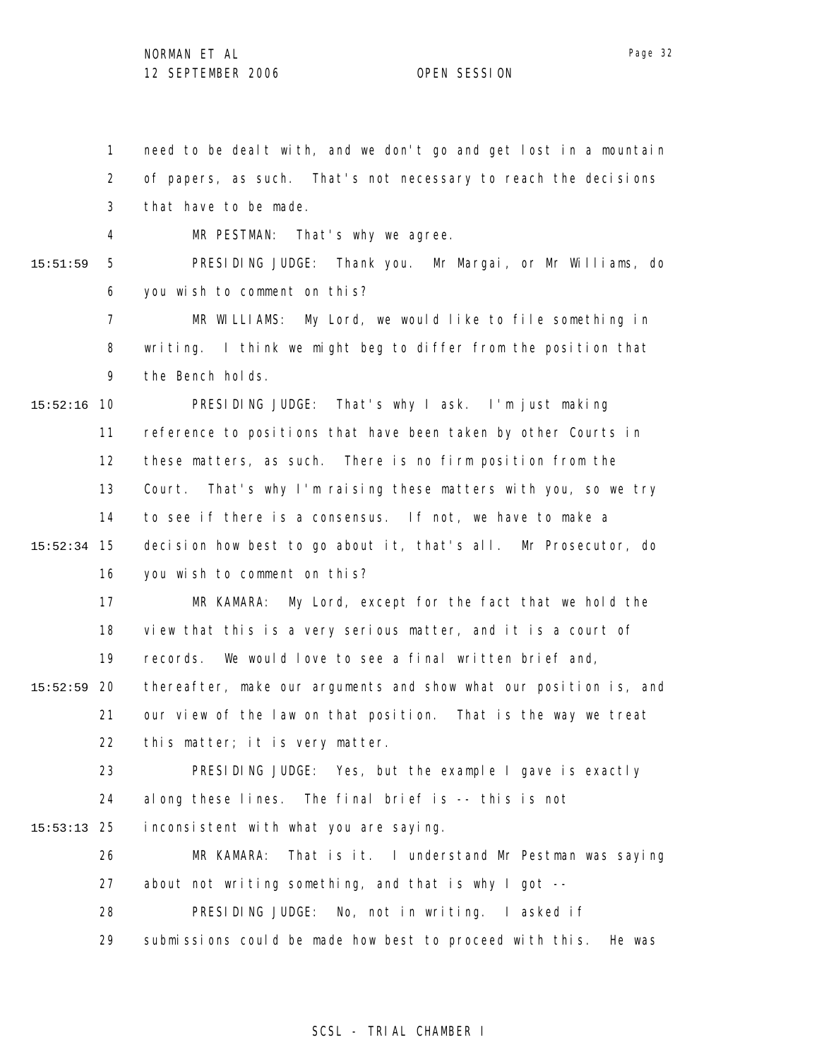need to be dealt with, and we don't go and get lost in a mountain of papers, as such. That's not necessary to reach the decisions that have to be made.

MR PESTMAN: That's why we agree.

15:51:59 PRESIDING JUDGE: Thank you. Mr Margai, or Mr Williams, do you wish to comment on this?

MR WILLIAMS: My Lord, we would like to file something in writing. I think we might beg to differ from the position that the Bench holds.

15:52:16 PRESIDING JUDGE: That's why I ask. I'm just making reference to positions that have been taken by other Courts in these matters, as such. There is no firm position from the Court. That's why I'm raising these matters with you, so we try to see if there is a consensus. If not, we have to make a

15:52:34 decision how best to go about it, that's all. Mr Prosecutor, do you wish to comment on this?

MR KAMARA: My Lord, except for the fact that we hold the view that this is a very serious matter, and it is a court of records. We would love to see a final written brief and,

15:52:59 thereafter, make our arguments and show what our position is, and our view of the law on that position. That is the way we treat this matter; it is very matter.

PRESIDING JUDGE: Yes, but the example I gave is exactly along these lines. The final brief is -- this is not

15:53:13 inconsistent with what you are saying.

MR KAMARA: That is it. I understand Mr Pestman was saying about not writing something, and that is why I got --

PRESIDING JUDGE: No, not in writing. I asked if submissions could be made how best to proceed with this. He was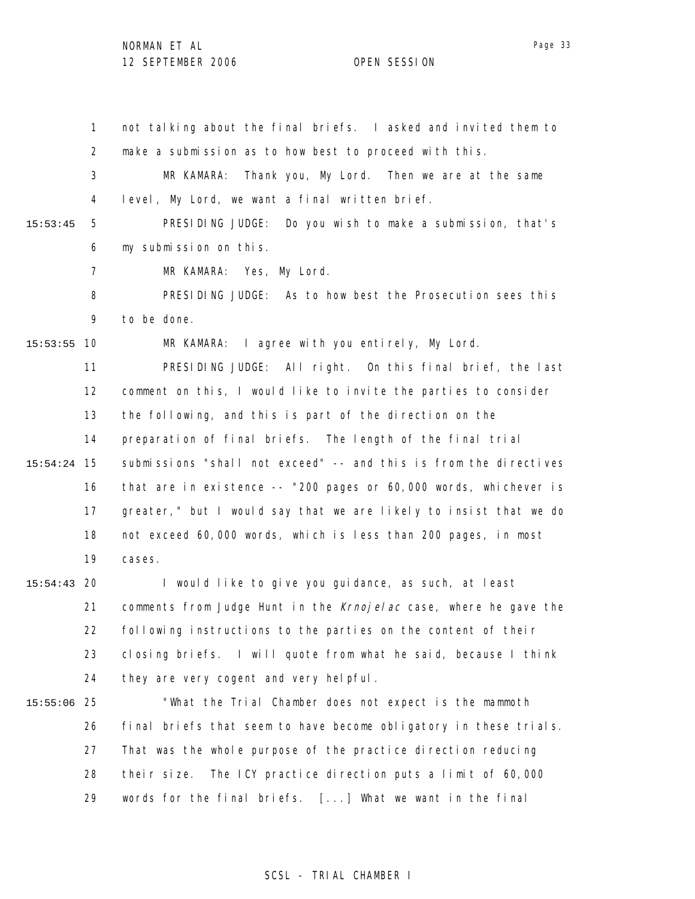not talking about the final briefs. I asked and invited them to make a submission as to how best to proceed with this.

MR KAMARA: Thank you, My Lord. Then we are at the same level, My Lord, we want a final written brief.

PRESIDING JUDGE: Do you wish to make a submission, that's my submission on this.

MR KAMARA: Yes, My Lord.

PRESIDING JUDGE: As to how best the Prosecution sees this to be done.

MR KAMARA: I agree with you entirely, My Lord.

PRESIDING JUDGE: All right. On this final brief, the last comment on this, I would like to invite the parties to consider the following, and this is part of the direction on the preparation of final briefs. The length of the final trial submissions "shall not exceed" -- and this is from the directives that are in existence -- "200 pages or 60,000 words, whichever is greater," but I would say that we are likely to insist that we do not exceed 60,000 words, which is less than 200 pages, in most cases.

I would like to give you guidance, as such, at least comments from Judge Hunt in the *Krnojelac* case, where he gave the following instructions to the parties on the content of their closing briefs. I will quote from what he said, because I think they are very cogent and very helpful.

"What the Trial Chamber does not expect is the mammoth final briefs that seem to have become obligatory in these trials. That was the whole purpose of the practice direction reducing their size. The ICY practice direction puts a limit of 60,000 words for the final briefs. [...] What we want in the final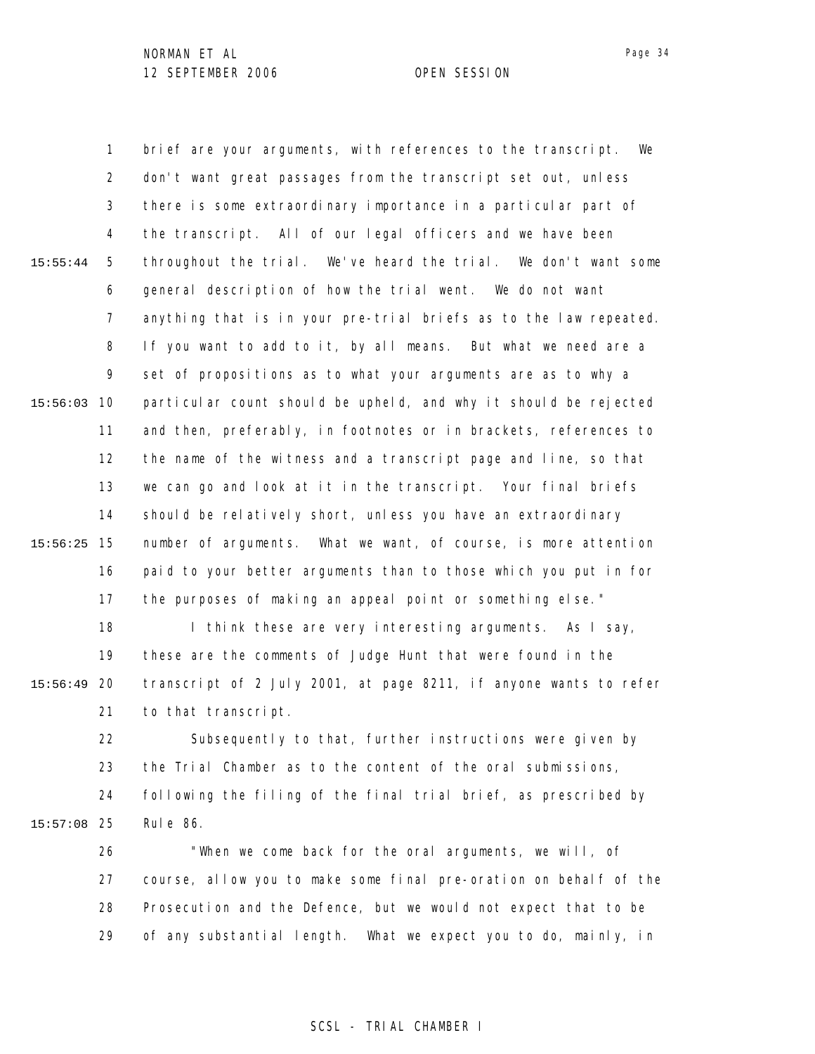brief are your arguments, with references to the transcript. We don't want great passages from the transcript set out, unless there is some extraordinary importance in a particular part of the transcript. All of our legal officers and we have been throughout the trial. We've heard the trial. We don't want some general description of how the trial went. We do not want anything that is in your pre-trial briefs as to the law repeated. If you want to add to it, by all means. But what we need are a set of propositions as to what your arguments are as to why a particular count should be upheld, and why it should be rejected and then, preferably, in footnotes or in brackets, references to the name of the witness and a transcript page and line, so that we can go and look at it in the transcript. Your final briefs should be relatively short, unless you have an extraordinary number of arguments. What we want, of course, is more attention paid to your better arguments than to those which you put in for the purposes of making an appeal point or something else."

I think these are very interesting arguments. As I say, these are the comments of Judge Hunt that were found in the transcript of 2 July 2001, at page 8211, if anyone wants to refer to that transcript.

Subsequently to that, further instructions were given by the Trial Chamber as to the content of the oral submissions, following the filing of the final trial brief, as prescribed by Rule 86.

"When we come back for the oral arguments, we will, of course, allow you to make some final pre-oration on behalf of the Prosecution and the Defence, but we would not expect that to be of any substantial length. What we expect you to do, mainly, in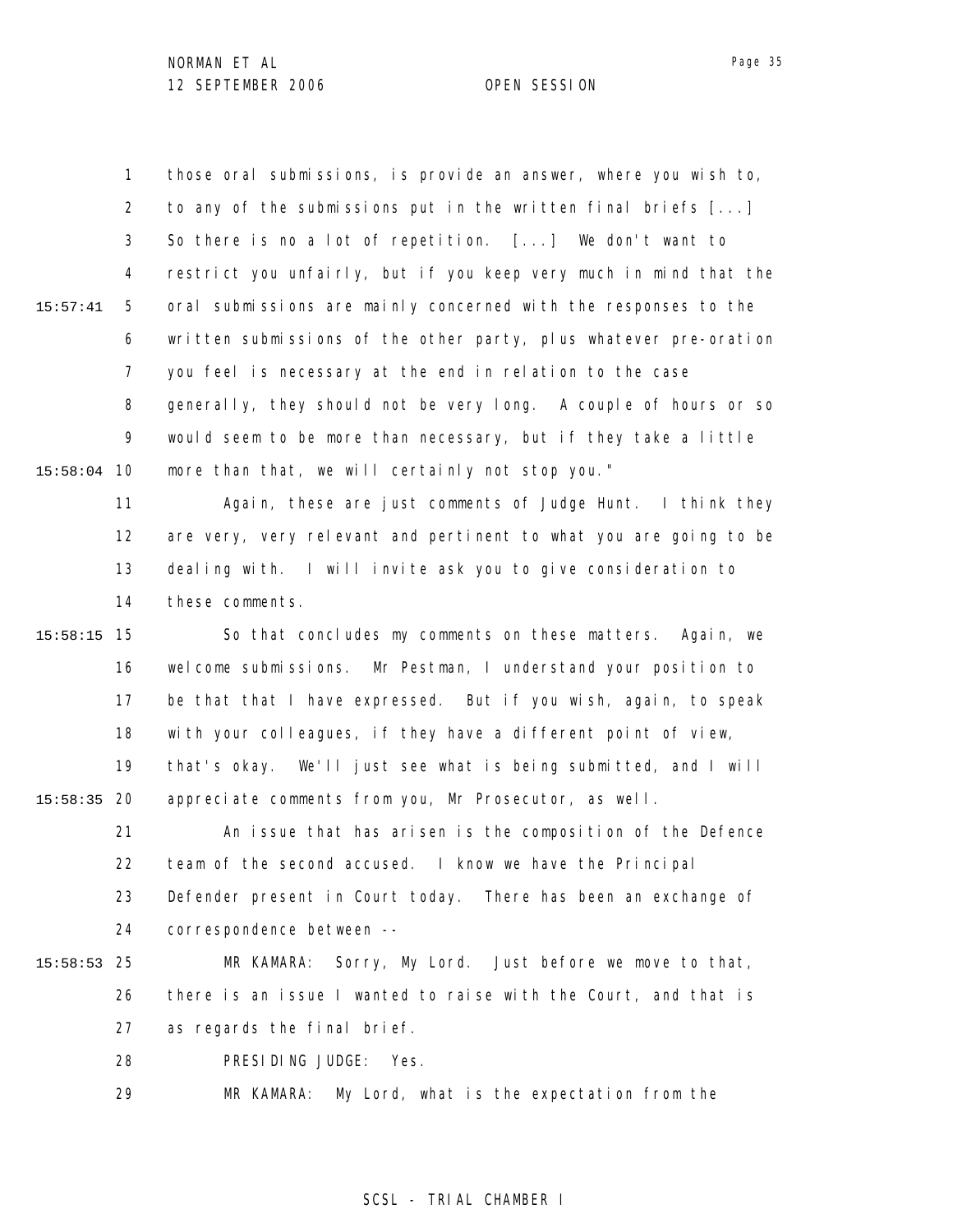those oral submissions, is provide an answer, where you wish to, to any of the submissions put in the written final briefs [...] So there is no a lot of repetition. [...] We don't want to restrict you unfairly, but if you keep very much in mind that the oral submissions are mainly concerned with the responses to the written submissions of the other party, plus whatever pre-oration you feel is necessary at the end in relation to the case generally, they should not be very long. A couple of hours or so would seem to be more than necessary, but if they take a little more than that, we will certainly not stop you."

Again, these are just comments of Judge Hunt. I think they are very, very relevant and pertinent to what you are going to be dealing with. I will invite ask you to give consideration to these comments.

So that concludes my comments on these matters. Again, we welcome submissions. Mr Pestman, I understand your position to be that that I have expressed. But if you wish, again, to speak with your colleagues, if they have a different point of view, that's okay. We'll just see what is being submitted, and I will appreciate comments from you, Mr Prosecutor, as well.

An issue that has arisen is the composition of the Defence team of the second accused. I know we have the Principal Defender present in Court today. There has been an exchange of correspondence between --

MR KAMARA: Sorry, My Lord. Just before we move to that, there is an issue I wanted to raise with the Court, and that is as regards the final brief.

PRESIDING JUDGE: Yes.

MR KAMARA: My Lord, what is the expectation from the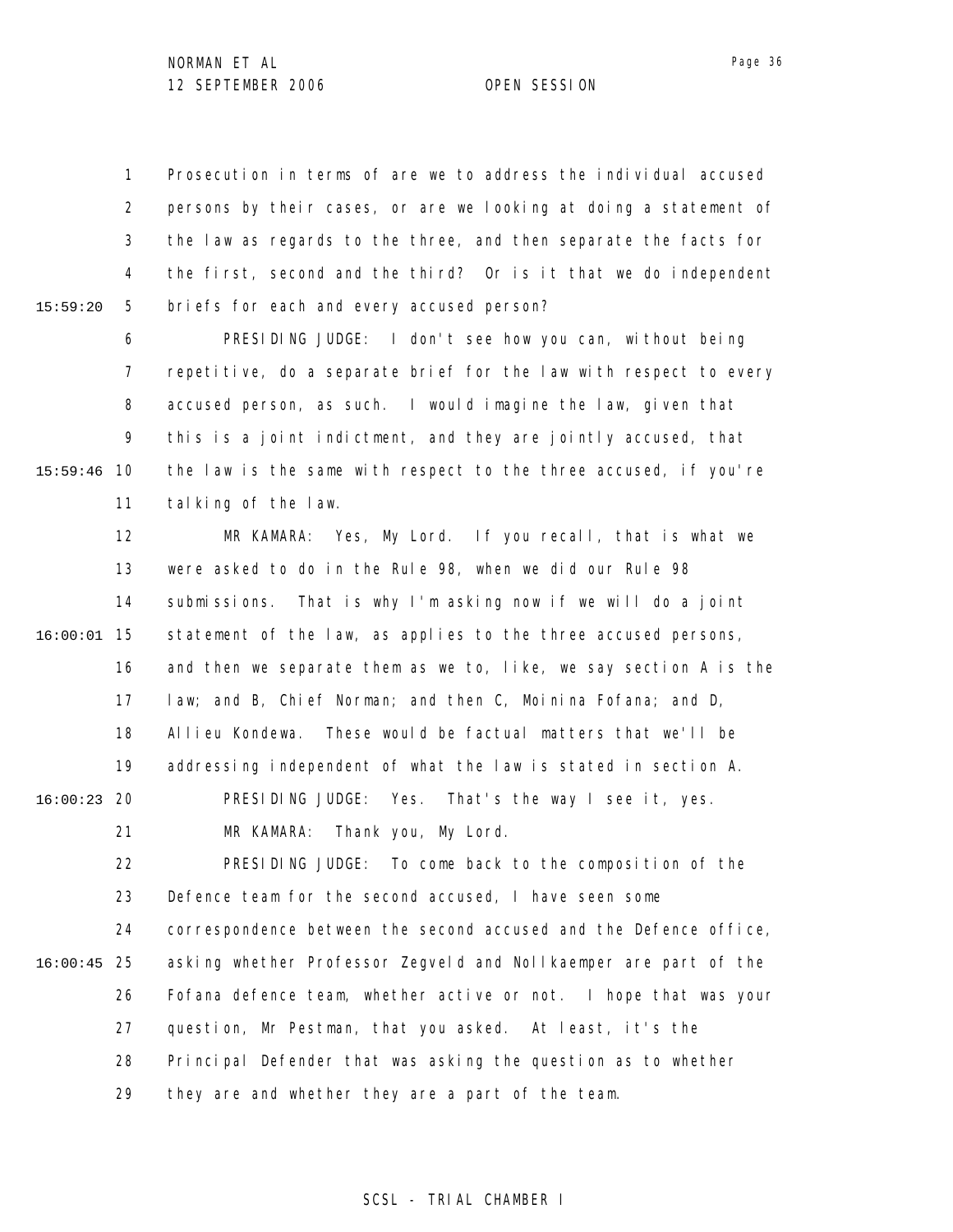Prosecution in terms of are we to address the individual accused persons by their cases, or are we looking at doing a statement of the law as regards to the three, and then separate the facts for the first, second and the third? Or is it that we do independent briefs for each and every accused person?

PRESIDING JUDGE: I don't see how you can, without being repetitive, do a separate brief for the law with respect to every accused person, as such. I would imagine the law, given that this is a joint indictment, and they are jointly accused, that the law is the same with respect to the three accused, if you're talking of the law.

MR KAMARA: Yes, My Lord. If you recall, that is what we were asked to do in the Rule 98, when we did our Rule 98 submissions. That is why I'm asking now if we will do a joint statement of the law, as applies to the three accused persons, and then we separate them as we to, like, we say section A is the law; and B, Chief Norman; and then C, Moinina Fofana; and D, Allieu Kondewa. These would be factual matters that we'll be addressing independent of what the law is stated in section A.

PRESIDING JUDGE: Yes. That's the way I see it, yes.

MR KAMARA: Thank you, My Lord.

PRESIDING JUDGE: To come back to the composition of the Defence team for the second accused, I have seen some correspondence between the second accused and the Defence office, asking whether Professor Zegveld and Nollkaemper are part of the Fofana defence team, whether active or not. I hope that was your question, Mr Pestman, that you asked. At least, it's the Principal Defender that was asking the question as to whether they are and whether they are a part of the team.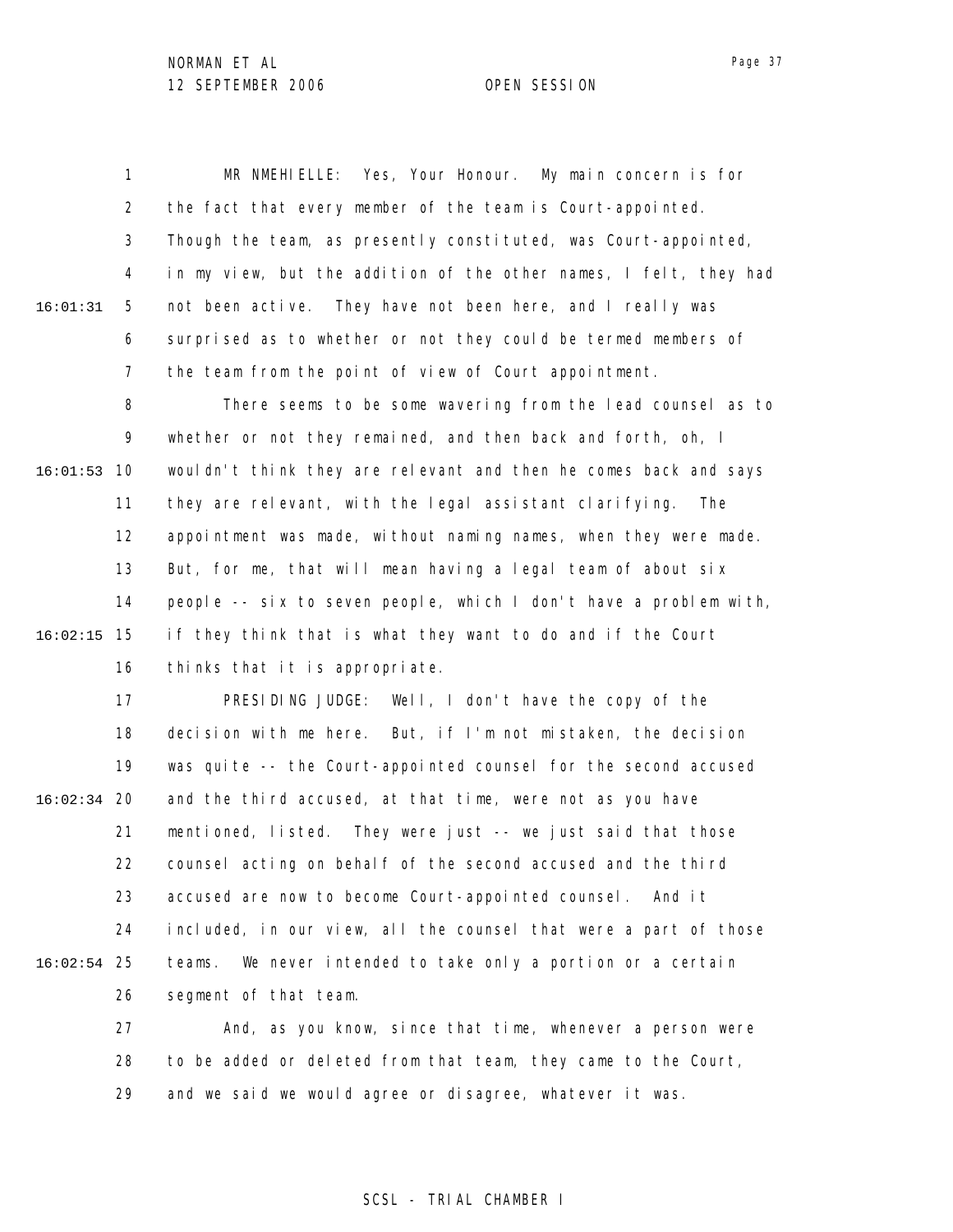MR NMEHIELLE: Yes, Your Honour. My main concern is for the fact that every member of the team is Court-appointed. Though the team, as presently constituted, was Court-appointed, in my view, but the addition of the other names, I felt, they had not been active. They have not been here, and I really was surprised as to whether or not they could be termed members of the team from the point of view of Court appointment.

There seems to be some wavering from the lead counsel as to whether or not they remained, and then back and forth, oh, I wouldn't think they are relevant and then he comes back and says they are relevant, with the legal assistant clarifying. The appointment was made, without naming names, when they were made. But, for me, that will mean having a legal team of about six people -- six to seven people, which I don't have a problem with, if they think that is what they want to do and if the Court thinks that it is appropriate.

PRESIDING JUDGE: Well, I don't have the copy of the decision with me here. But, if I'm not mistaken, the decision was quite -- the Court-appointed counsel for the second accused and the third accused, at that time, were not as you have mentioned, listed. They were just -- we just said that those counsel acting on behalf of the second accused and the third accused are now to become Court-appointed counsel. And it included, in our view, all the counsel that were a part of those teams. We never intended to take only a portion or a certain segment of that team.

And, as you know, since that time, whenever a person were to be added or deleted from that team, they came to the Court, and we said we would agree or disagree, whatever it was.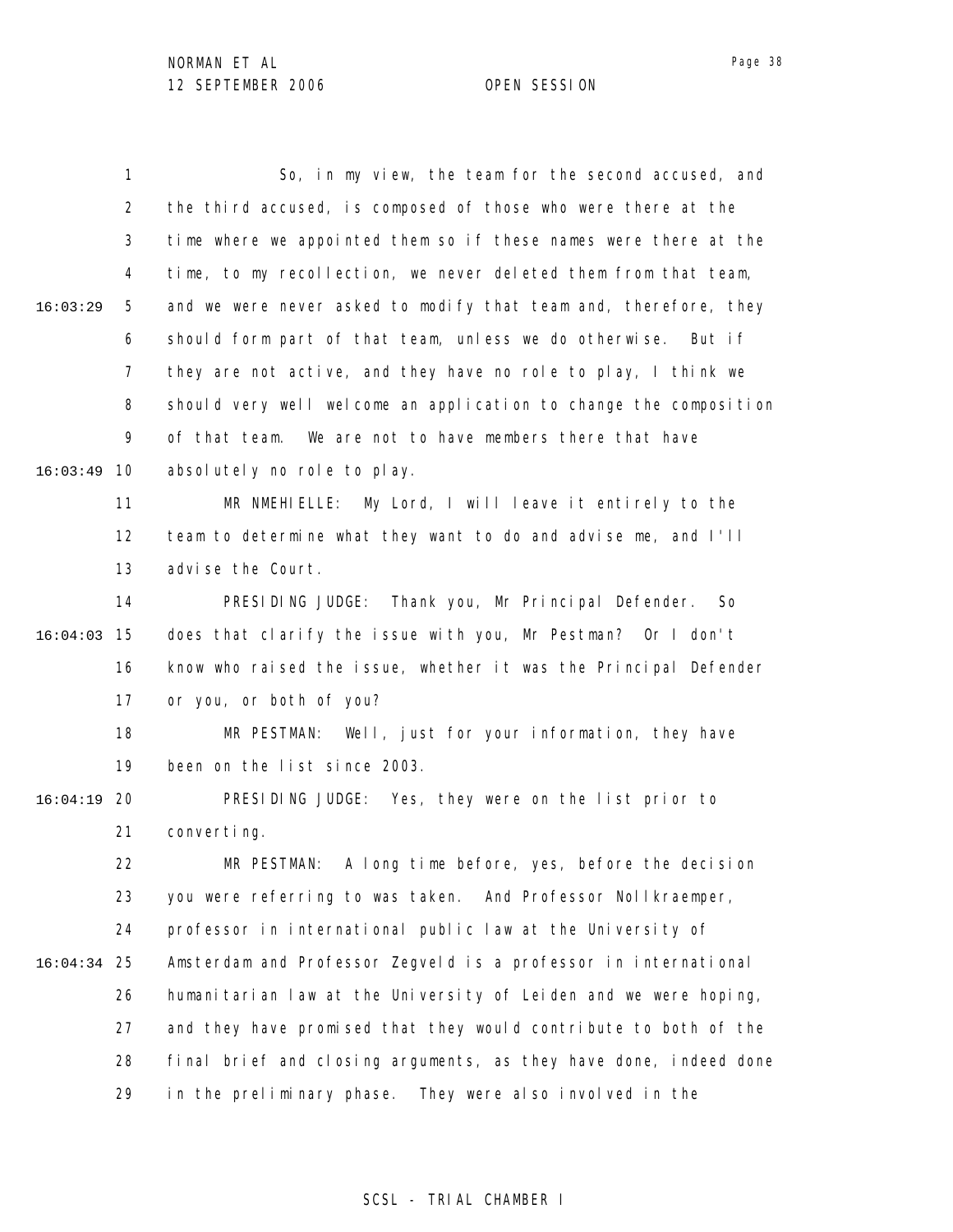So, in my view, the team for the second accused, and the third accused, is composed of those who were there at the time where we appointed them so if these names were there at the time, to my recollection, we never deleted them from that team, and we were never asked to modify that team and, therefore, they should form part of that team, unless we do otherwise. But if they are not active, and they have no role to play, I think we should very well welcome an application to change the composition of that team. We are not to have members there that have absolutely no role to play.

MR NMEHIELLE: My Lord, I will leave it entirely to the team to determine what they want to do and advise me, and I'll advise the Court.

PRESIDING JUDGE: Thank you, Mr Principal Defender. So does that clarify the issue with you, Mr Pestman? Or I don't know who raised the issue, whether it was the Principal Defender or you, or both of you?

MR PESTMAN: Well, just for your information, they have been on the list since 2003.

PRESIDING JUDGE: Yes, they were on the list prior to converting.

MR PESTMAN: A long time before, yes, before the decision you were referring to was taken. And Professor Nollkraemper, professor in international public law at the University of Amsterdam and Professor Zegveld is a professor in international humanitarian law at the University of Leiden and we were hoping, and they have promised that they would contribute to both of the final brief and closing arguments, as they have done, indeed done in the preliminary phase. They were also involved in the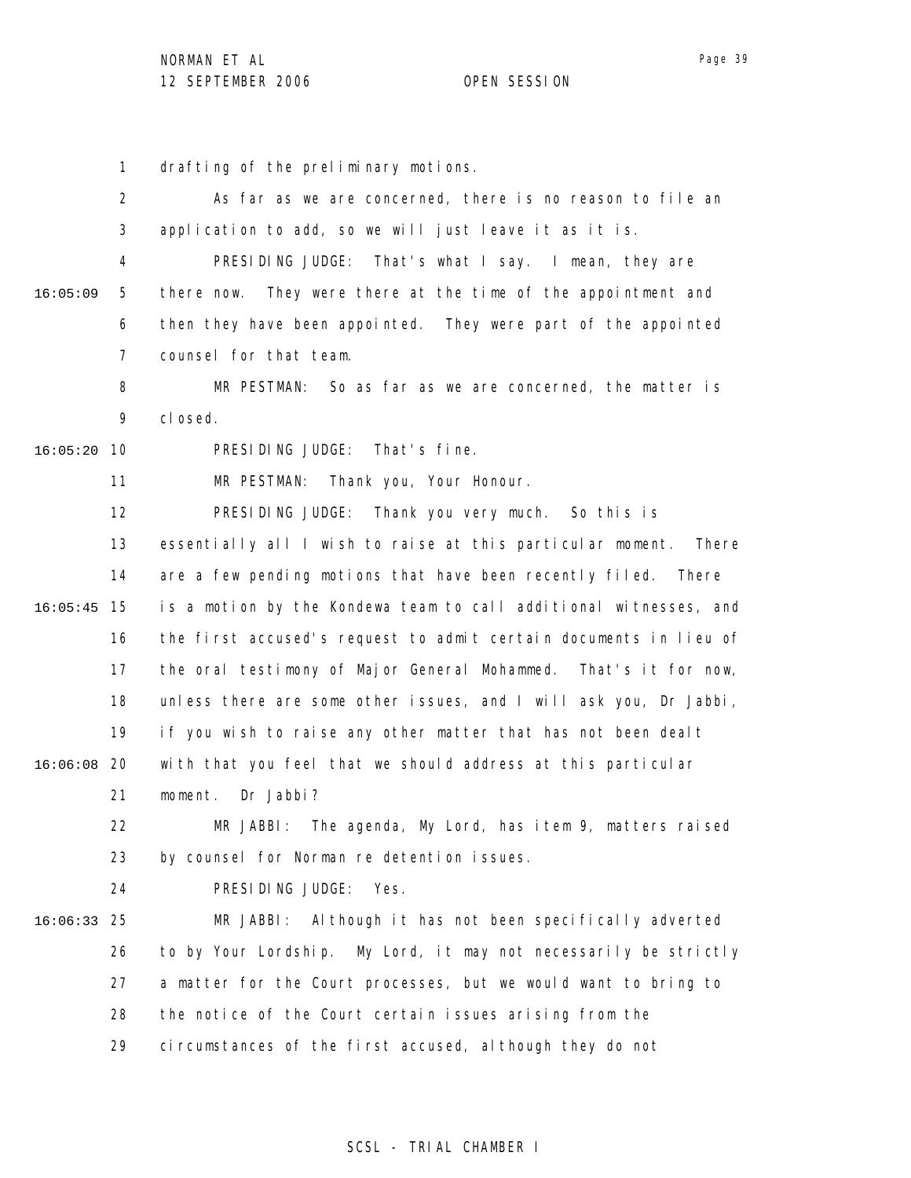drafting of the preliminary motions.

As far as we are concerned, there is no reason to file an application to add, so we will just leave it as it is.

PRESIDING JUDGE: That's what I say. I mean, they are there now. They were there at the time of the appointment and then they have been appointed. They were part of the appointed counsel for that team.

MR PESTMAN: So as far as we are concerned, the matter is closed.

PRESIDING JUDGE: That's fine.

MR PESTMAN: Thank you, Your Honour.

PRESIDING JUDGE: Thank you very much. So this is essentially all I wish to raise at this particular moment. There are a few pending motions that have been recently filed. There is a motion by the Kondewa team to call additional witnesses, and the first accused's request to admit certain documents in lieu of the oral testimony of Major General Mohammed. That's it for now, unless there are some other issues, and I will ask you, Dr Jabbi, if you wish to raise any other matter that has not been dealt with that you feel that we should address at this particular moment. Dr Jabbi?

MR JABBI: The agenda, My Lord, has item 9, matters raised by counsel for Norman re detention issues.

PRESIDING JUDGE: Yes.

MR JABBI: Although it has not been specifically adverted to by Your Lordship. My Lord, it may not necessarily be strictly a matter for the Court processes, but we would want to bring to the notice of the Court certain issues arising from the circumstances of the first accused, although they do not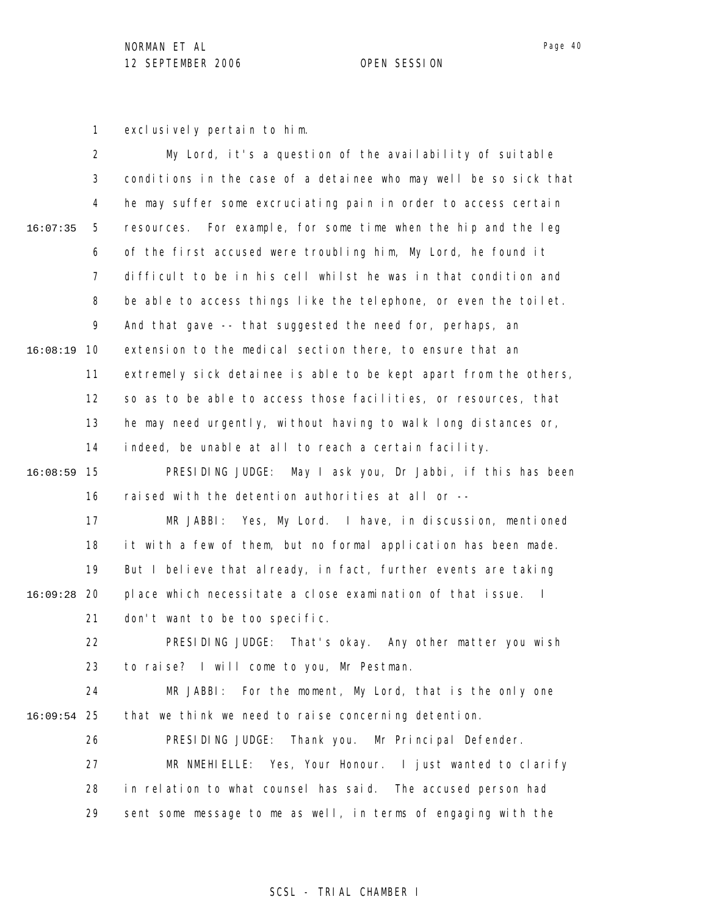exclusively pertain to him.

My Lord, it's a question of the availability of suitable conditions in the case of a detainee who may well be so sick that he may suffer some excruciating pain in order to access certain resources. For example, for some time when the hip and the leg of the first accused were troubling him, My Lord, he found it difficult to be in his cell whilst he was in that condition and be able to access things like the telephone, or even the toilet. And that gave -- that suggested the need for, perhaps, an extension to the medical section there, to ensure that an extremely sick detainee is able to be kept apart from the others, so as to be able to access those facilities, or resources, that he may need urgently, without having to walk long distances or, indeed, be unable at all to reach a certain facility.

PRESIDING JUDGE: May I ask you, Dr Jabbi, if this has been raised with the detention authorities at all or --

MR JABBI: Yes, My Lord. I have, in discussion, mentioned it with a few of them, but no formal application has been made. But I believe that already, in fact, further events are taking place which necessitate a close examination of that issue. I don't want to be too specific.

PRESIDING JUDGE: That's okay. Any other matter you wish to raise? I will come to you, Mr Pestman.

MR JABBI: For the moment, My Lord, that is the only one that we think we need to raise concerning detention.

PRESIDING JUDGE: Thank you. Mr Principal Defender.

MR NMEHIELLE: Yes, Your Honour. I just wanted to clarify in relation to what counsel has said. The accused person had sent some message to me as well, in terms of engaging with the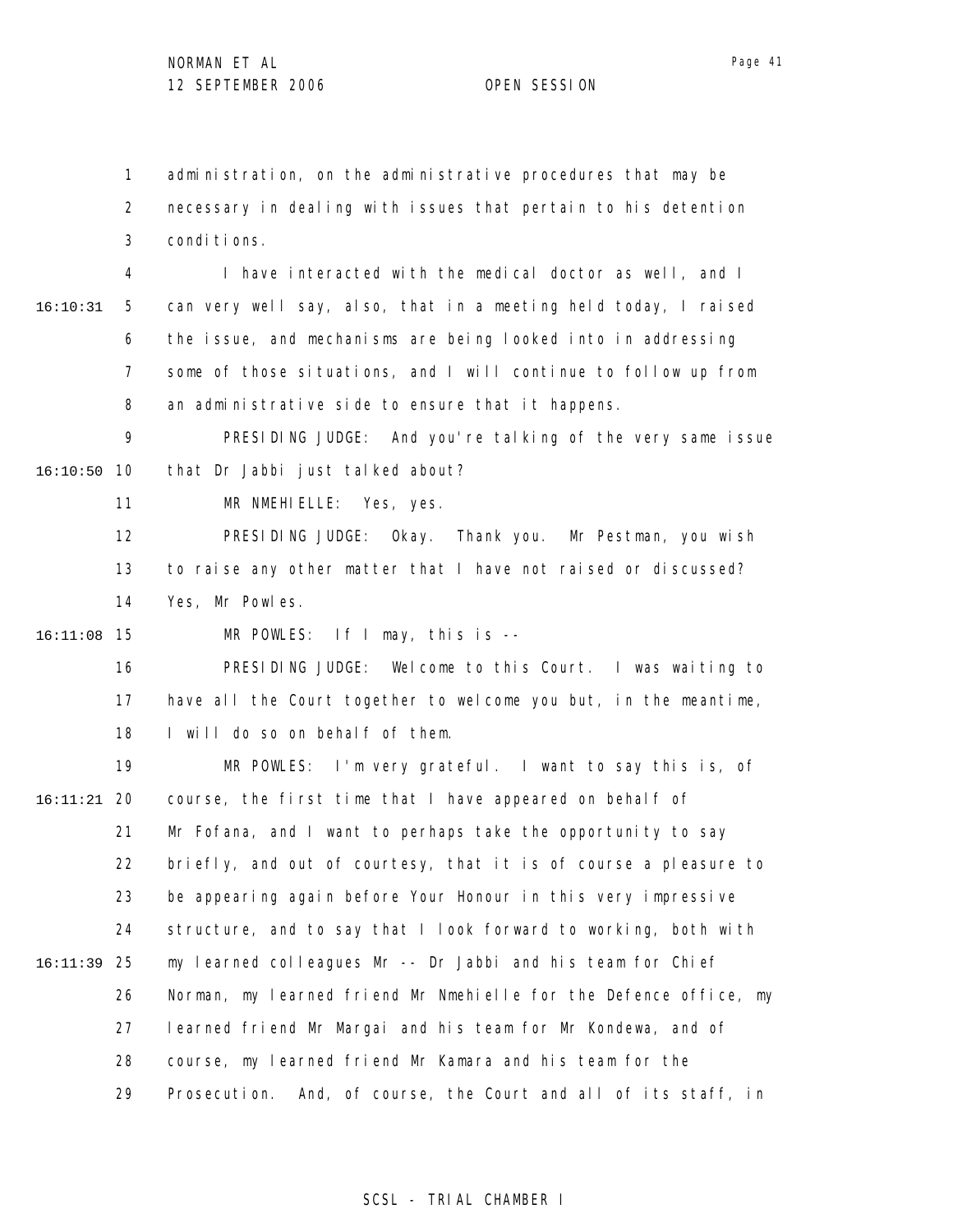administration, on the administrative procedures that may be necessary in dealing with issues that pertain to his detention conditions.

I have interacted with the medical doctor as well, and I can very well say, also, that in a meeting held today, I raised the issue, and mechanisms are being looked into in addressing some of those situations, and I will continue to follow up from an administrative side to ensure that it happens.

PRESIDING JUDGE: And you're talking of the very same issue that Dr Jabbi just talked about?

MR NMEHIELLE: Yes, yes.

PRESIDING JUDGE: Okay. Thank you. Mr Pestman, you wish to raise any other matter that I have not raised or discussed? Yes, Mr Powles.

MR POWLES: If I may, this is --

PRESIDING JUDGE: Welcome to this Court. I was waiting to have all the Court together to welcome you but, in the meantime, I will do so on behalf of them.

MR POWLES: I'm very grateful. I want to say this is, of course, the first time that I have appeared on behalf of Mr Fofana, and I want to perhaps take the opportunity to say briefly, and out of courtesy, that it is of course a pleasure to be appearing again before Your Honour in this very impressive structure, and to say that I look forward to working, both with my learned colleagues Mr -- Dr Jabbi and his team for Chief Norman, my learned friend Mr Nmehielle for the Defence office, my learned friend Mr Margai and his team for Mr Kondewa, and of course, my learned friend Mr Kamara and his team for the Prosecution. And, of course, the Court and all of its staff, in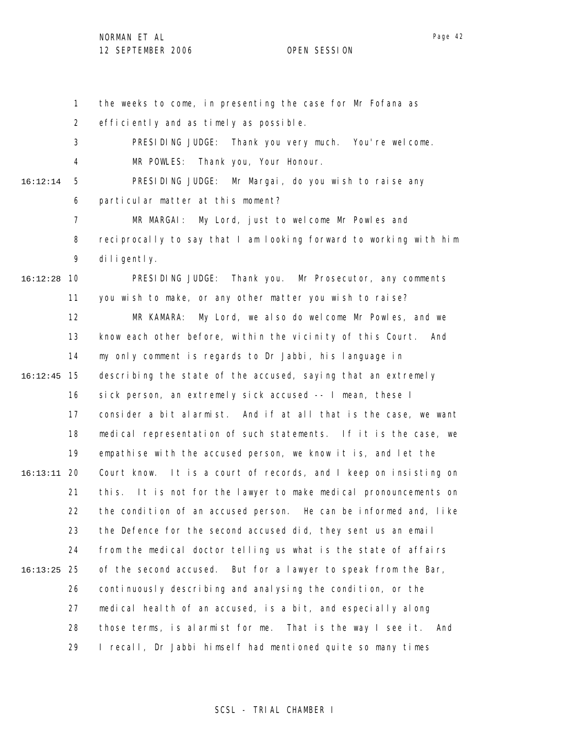the weeks to come, in presenting the case for Mr Fofana as efficiently and as timely as possible.

PRESIDING JUDGE: Thank you very much. You're welcome.

MR POWLES: Thank you, Your Honour.

PRESIDING JUDGE: Mr Margai, do you wish to raise any particular matter at this moment?

MR MARGAI: My Lord, just to welcome Mr Powles and reciprocally to say that I am looking forward to working with him diligently.

PRESIDING JUDGE: Thank you. Mr Prosecutor, any comments you wish to make, or any other matter you wish to raise?

MR KAMARA: My Lord, we also do welcome Mr Powles, and we know each other before, within the vicinity of this Court. And my only comment is regards to Dr Jabbi, his language in describing the state of the accused, saying that an extremely sick person, an extremely sick accused -- I mean, these I consider a bit alarmist. And if at all that is the case, we want medical representation of such statements. If it is the case, we empathise with the accused person, we know it is, and let the Court know. It is a court of records, and I keep on insisting on this. It is not for the lawyer to make medical pronouncements on the condition of an accused person. He can be informed and, like the Defence for the second accused did, they sent us an email from the medical doctor telling us what is the state of affairs of the second accused. But for a lawyer to speak from the Bar, continuously describing and analysing the condition, or the medical health of an accused, is a bit, and especially along those terms, is alarmist for me. That is the way I see it. And I recall, Dr Jabbi himself had mentioned quite so many times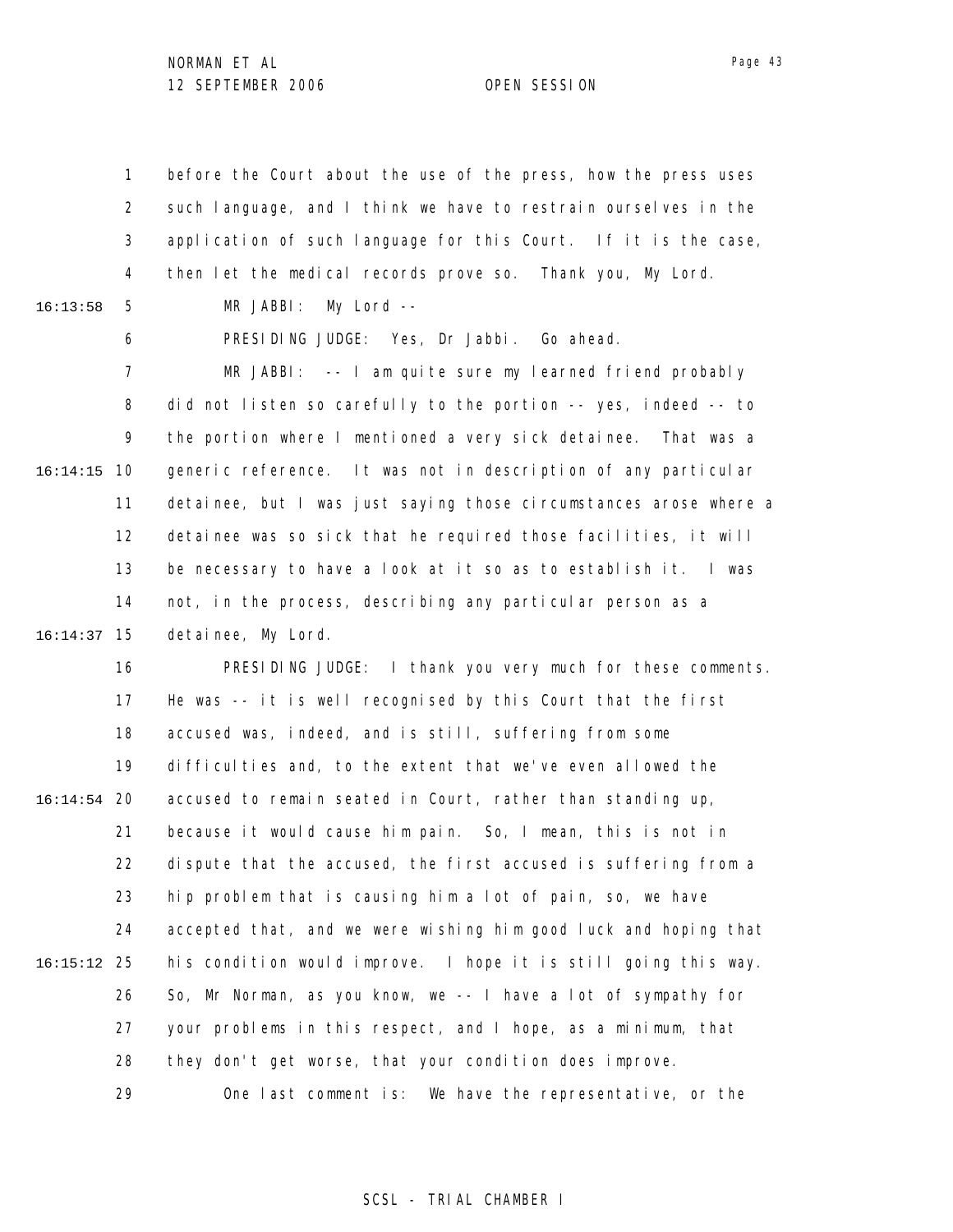before the Court about the use of the press, how the press uses such language, and I think we have to restrain ourselves in the application of such language for this Court. If it is the case, then let the medical records prove so. Thank you, My Lord.

MR JABBI: My Lord --

PRESIDING JUDGE: Yes, Dr Jabbi. Go ahead.

MR JABBI: -- I am quite sure my learned friend probably did not listen so carefully to the portion -- yes, indeed -- to the portion where I mentioned a very sick detainee. That was a generic reference. It was not in description of any particular detainee, but I was just saying those circumstances arose where a detainee was so sick that he required those facilities, it will be necessary to have a look at it so as to establish it. I was not, in the process, describing any particular person as a detainee, My Lord.

PRESIDING JUDGE: I thank you very much for these comments. He was -- it is well recognised by this Court that the first accused was, indeed, and is still, suffering from some difficulties and, to the extent that we've even allowed the accused to remain seated in Court, rather than standing up, because it would cause him pain. So, I mean, this is not in dispute that the accused, the first accused is suffering from a hip problem that is causing him a lot of pain, so, we have accepted that, and we were wishing him good luck and hoping that his condition would improve. I hope it is still going this way. So, Mr Norman, as you know, we -- I have a lot of sympathy for your problems in this respect, and I hope, as a minimum, that they don't get worse, that your condition does improve.

One last comment is: We have the representative, or the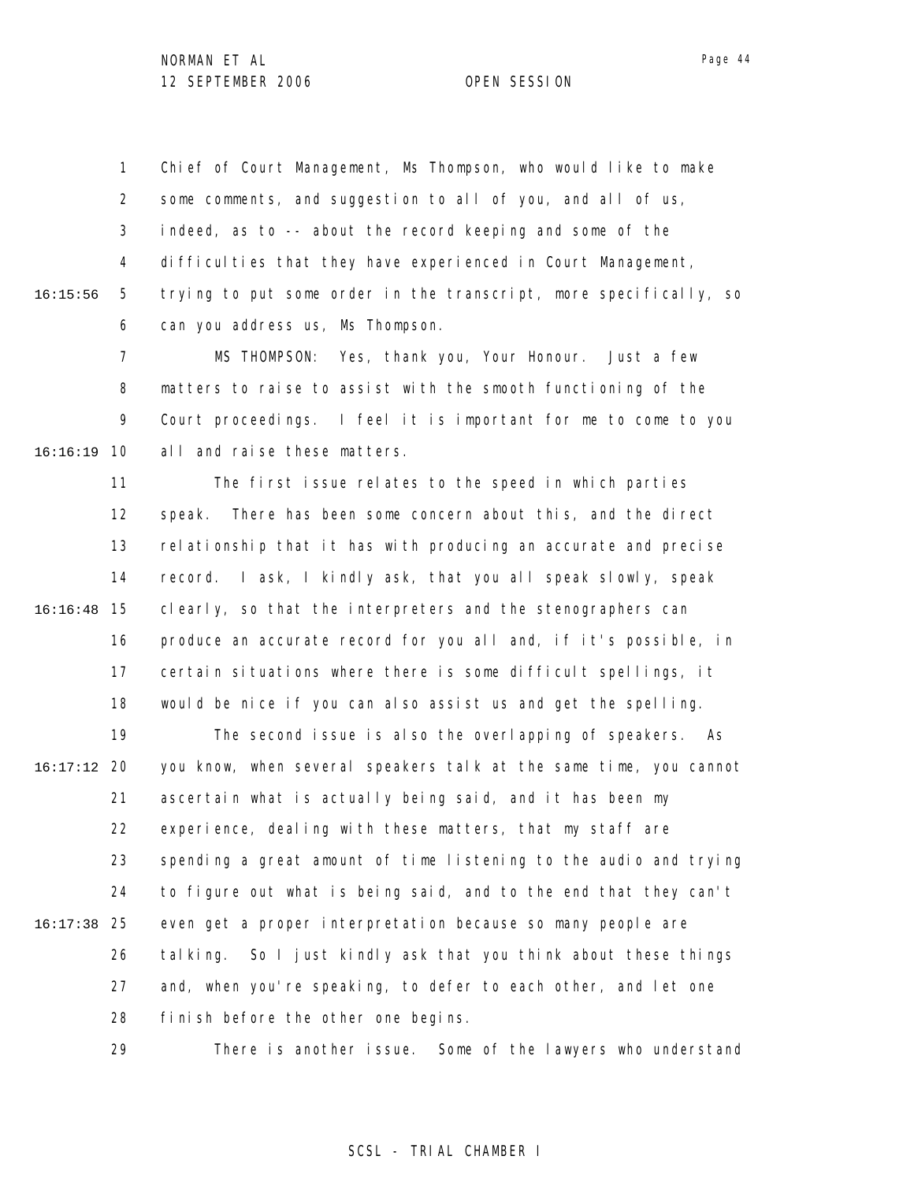Chief of Court Management, Ms Thompson, who would like to make some comments, and suggestion to all of you, and all of us, indeed, as to -- about the record keeping and some of the difficulties that they have experienced in Court Management, trying to put some order in the transcript, more specifically, so can you address us, Ms Thompson.

MS THOMPSON: Yes, thank you, Your Honour. Just a few matters to raise to assist with the smooth functioning of the Court proceedings. I feel it is important for me to come to you all and raise these matters.

The first issue relates to the speed in which parties speak. There has been some concern about this, and the direct relationship that it has with producing an accurate and precise record. I ask, I kindly ask, that you all speak slowly, speak clearly, so that the interpreters and the stenographers can produce an accurate record for you all and, if it's possible, in certain situations where there is some difficult spellings, it would be nice if you can also assist us and get the spelling.

The second issue is also the overlapping of speakers. As you know, when several speakers talk at the same time, you cannot ascertain what is actually being said, and it has been my experience, dealing with these matters, that my staff are spending a great amount of time listening to the audio and trying to figure out what is being said, and to the end that they can't even get a proper interpretation because so many people are talking. So I just kindly ask that you think about these things and, when you're speaking, to defer to each other, and let one finish before the other one begins.

There is another issue. Some of the lawyers who understand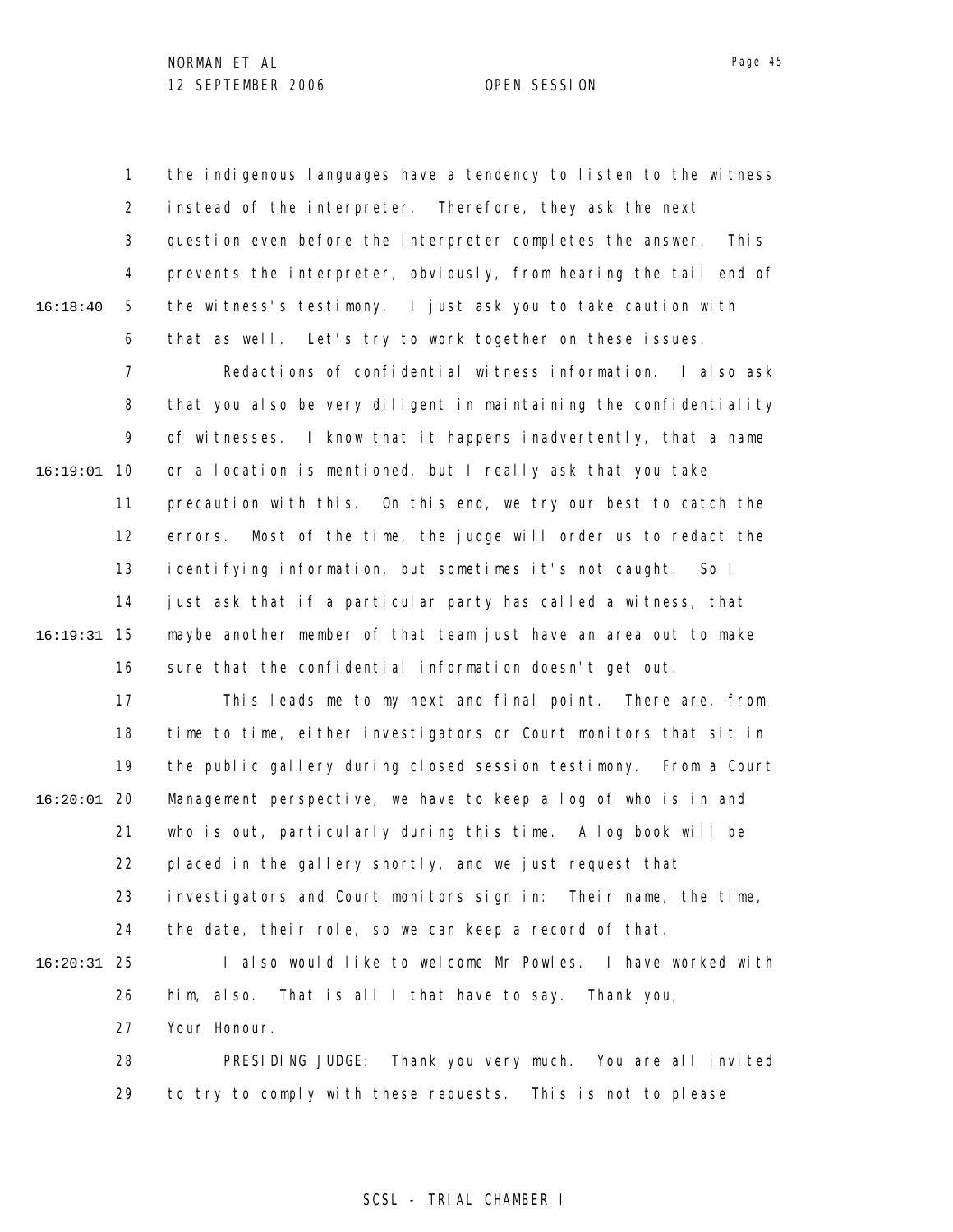1 the indigenous languages have a tendency to listen to the witness
2 instead of the interpreter. Therefore, they ask the next
3 question even before the interpreter completes the answer. This
4 prevents the interpreter, obviously, from hearing the tail end of
16:18:40 5 the witness's testimony. I just ask you to take caution with
6 that as well. Let's try to work together on these issues.
7 Redactions of confidential witness information. I also ask
8 that you also be very diligent in maintaining the confidentiality
9 of witnesses. I know that it happens inadvertently, that a name
16:19:01 10 or a location is mentioned, but I really ask that you take
11 precaution with this. On this end, we try our best to catch the
12 errors. Most of the time, the judge will order us to redact the
13 identifying information, but sometimes it's not caught. So I
14 just ask that if a particular party has called a witness, that
16:19:31 15 maybe another member of that team just have an area out to make
16 sure that the confidential information doesn't get out.
17 This leads me to my next and final point. There are, from
18 time to time, either investigators or Court monitors that sit in
19 the public gallery during closed session testimony. From a Court
16:20:01 20 Management perspective, we have to keep a log of who is in and
21 who is out, particularly during this time. A log book will be
22 placed in the gallery shortly, and we just request that
23 investigators and Court monitors sign in: Their name, the time,
24 the date, their role, so we can keep a record of that.
16:20:31 25 I also would like to welcome Mr Powles. I have worked with
26 him, also. That is all I that have to say. Thank you,
27 Your Honour.
28 PRESIDING JUDGE: Thank you very much. You are all invited
29 to try to comply with these requests. This is not to please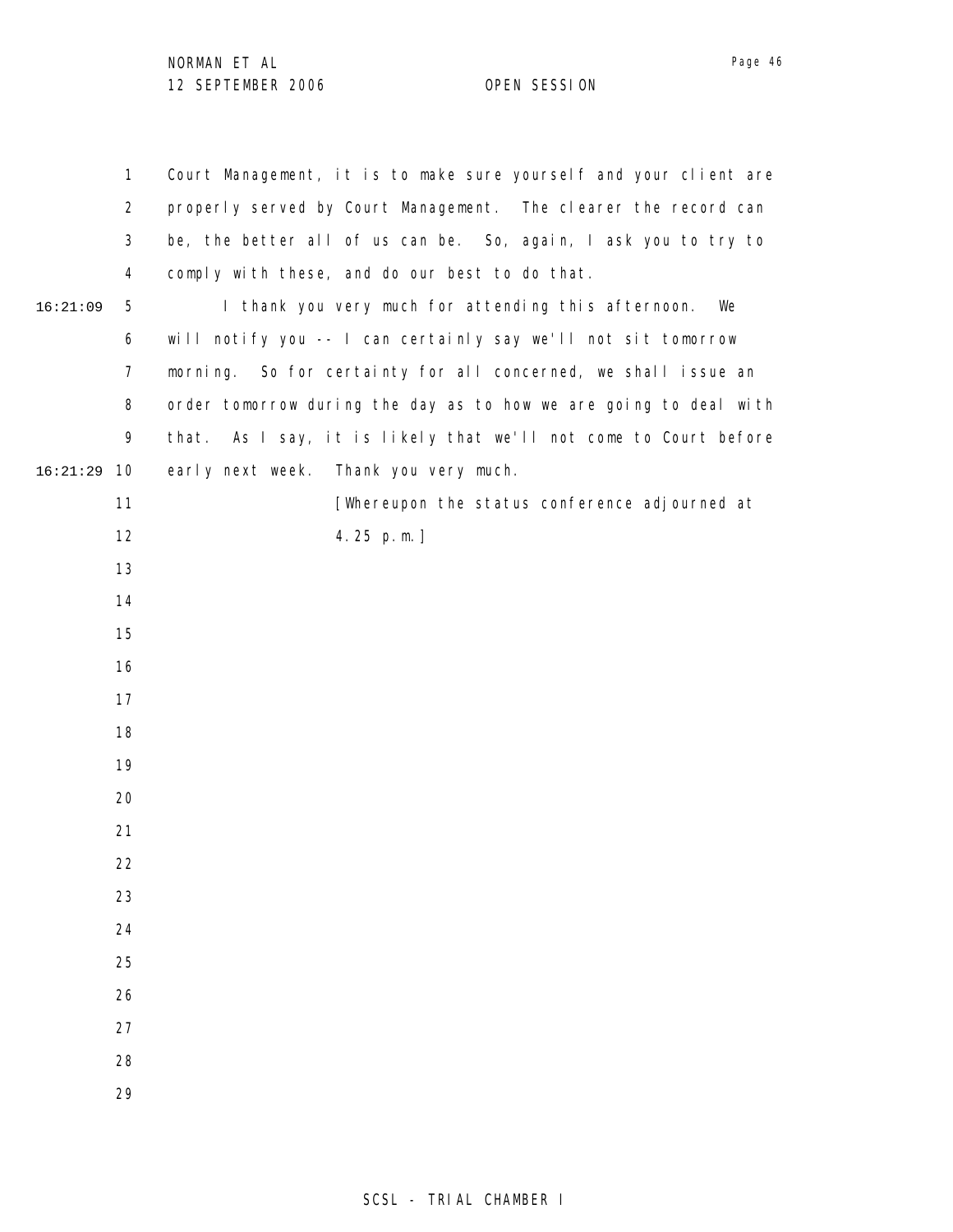Court Management, it is to make sure yourself and your client are properly served by Court Management. The clearer the record can be, the better all of us can be. So, again, I ask you to try to comply with these, and do our best to do that.

I thank you very much for attending this afternoon. We will notify you -- I can certainly say we'll not sit tomorrow morning. So for certainty for all concerned, we shall issue an order tomorrow during the day as to how we are going to deal with that. As I say, it is likely that we'll not come to Court before early next week. Thank you very much.

[Whereupon the status conference adjourned at 4.25 p.m.]